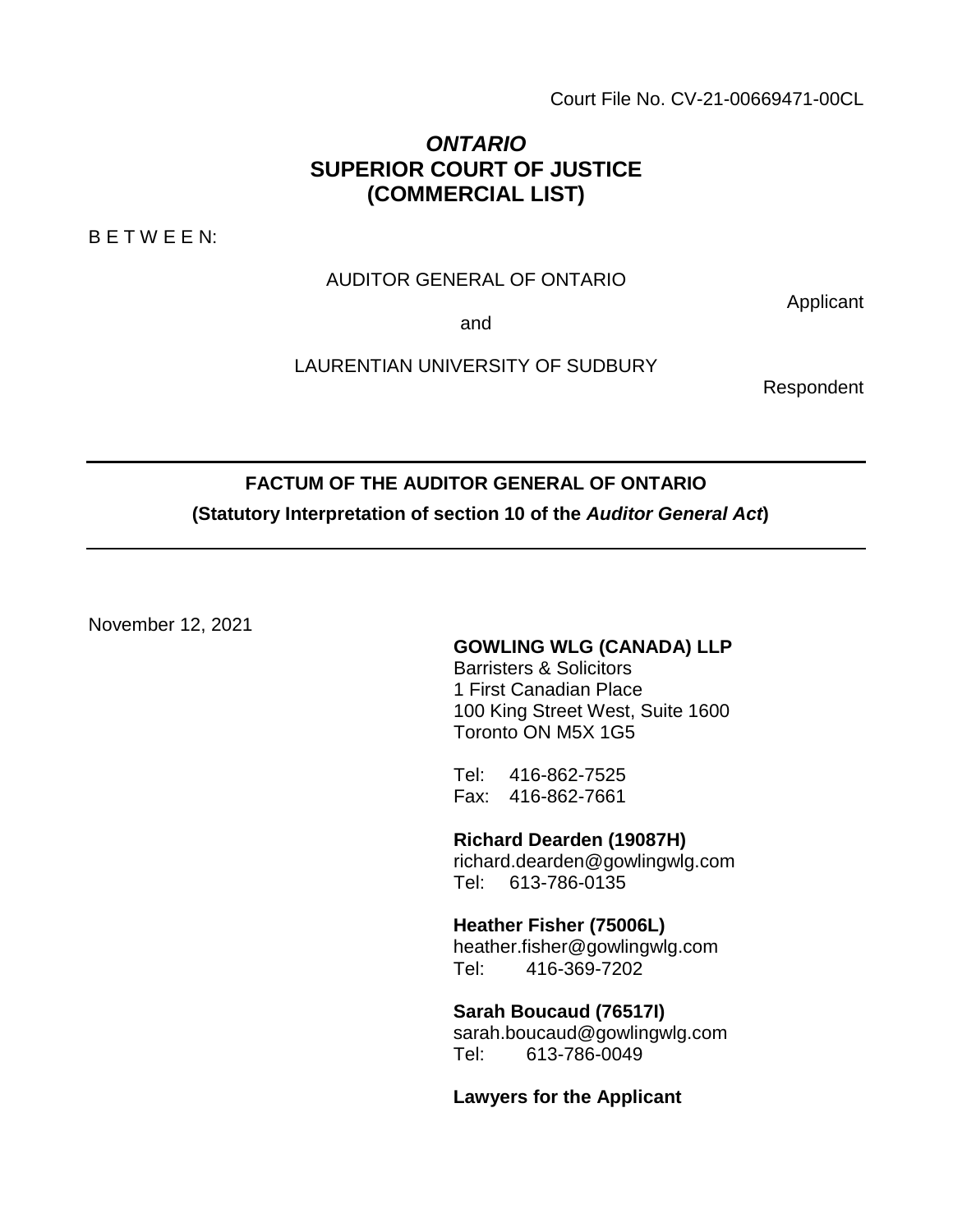Court File No. CV-21-00669471-00CL

***ONTARIO***
**SUPERIOR COURT OF JUSTICE**
**(COMMERCIAL LIST)**

B E T W E E N:

AUDITOR GENERAL OF ONTARIO

Applicant

and

LAURENTIAN UNIVERSITY OF SUDBURY

Respondent

---

**FACTUM OF THE AUDITOR GENERAL OF ONTARIO**

**(Statutory Interpretation of section 10 of the *Auditor General Act*)**

---

November 12, 2021

**GOWLING WLG (CANADA) LLP**
Barristers & Solicitors
1 First Canadian Place
100 King Street West, Suite 1600
Toronto ON M5X 1G5

Tel: 416-862-7525
Fax: 416-862-7661

**Richard Dearden (19087H)**
richard.dearden@gowlingwlg.com
Tel: 613-786-0135

**Heather Fisher (75006L)**
heather.fisher@gowlingwlg.com
Tel: 416-369-7202

**Sarah Boucaud (76517I)**
sarah.boucaud@gowlingwlg.com
Tel: 613-786-0049

**Lawyers for the Applicant**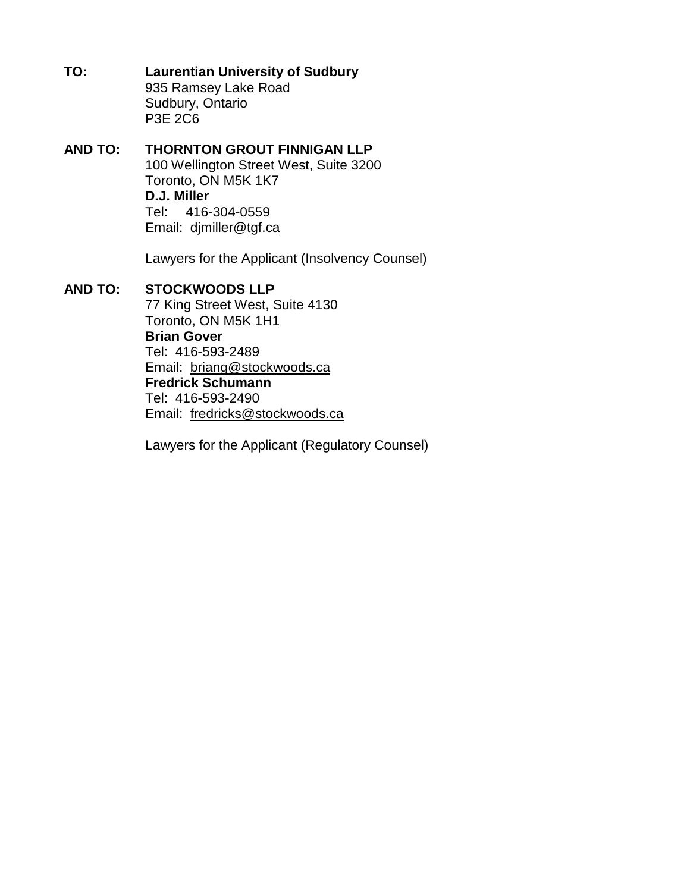**TO:** **Laurentian University of Sudbury**
935 Ramsey Lake Road
Sudbury, Ontario
P3E 2C6

**AND TO:** **THORNTON GROUT FINNIGAN LLP**
100 Wellington Street West, Suite 3200
Toronto, ON M5K 1K7
**D.J. Miller**
Tel: 416-304-0559
Email: djmiller@tgf.ca

Lawyers for the Applicant (Insolvency Counsel)

**AND TO:** **STOCKWOODS LLP**
77 King Street West, Suite 4130
Toronto, ON M5K 1H1
**Brian Gover**
Tel: 416-593-2489
Email: briang@stockwoods.ca
**Fredrick Schumann**
Tel: 416-593-2490
Email: fredricks@stockwoods.ca

Lawyers for the Applicant (Regulatory Counsel)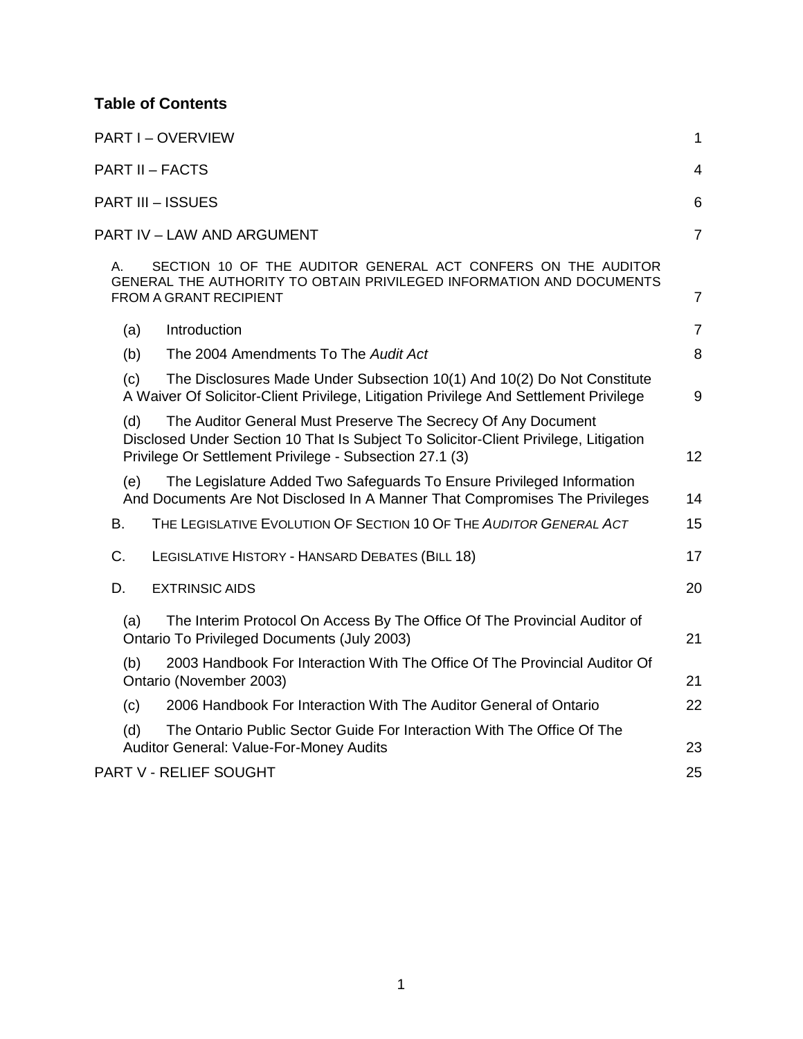## Table of Contents

| | |
|---|---|
| PART I – OVERVIEW | 1 |
| PART II – FACTS | 4 |
| PART III – ISSUES | 6 |
| PART IV – LAW AND ARGUMENT | 7 |
| A. SECTION 10 OF THE AUDITOR GENERAL ACT CONFERS ON THE AUDITOR GENERAL THE AUTHORITY TO OBTAIN PRIVILEGED INFORMATION AND DOCUMENTS FROM A GRANT RECIPIENT | 7 |
| (a) Introduction | 7 |
| (b) The 2004 Amendments To The *Audit Act* | 8 |
| (c) The Disclosures Made Under Subsection 10(1) And 10(2) Do Not Constitute A Waiver Of Solicitor-Client Privilege, Litigation Privilege And Settlement Privilege | 9 |
| (d) The Auditor General Must Preserve The Secrecy Of Any Document Disclosed Under Section 10 That Is Subject To Solicitor-Client Privilege, Litigation Privilege Or Settlement Privilege - Subsection 27.1 (3) | 12 |
| (e) The Legislature Added Two Safeguards To Ensure Privileged Information And Documents Are Not Disclosed In A Manner That Compromises The Privileges | 14 |
| B. THE LEGISLATIVE EVOLUTION OF SECTION 10 OF THE *AUDITOR GENERAL ACT* | 15 |
| C. LEGISLATIVE HISTORY - HANSARD DEBATES (BILL 18) | 17 |
| D. EXTRINSIC AIDS | 20 |
| (a) The Interim Protocol On Access By The Office Of The Provincial Auditor of Ontario To Privileged Documents (July 2003) | 21 |
| (b) 2003 Handbook For Interaction With The Office Of The Provincial Auditor Of Ontario (November 2003) | 21 |
| (c) 2006 Handbook For Interaction With The Auditor General of Ontario | 22 |
| (d) The Ontario Public Sector Guide For Interaction With The Office Of The Auditor General: Value-For-Money Audits | 23 |
| PART V - RELIEF SOUGHT | 25 |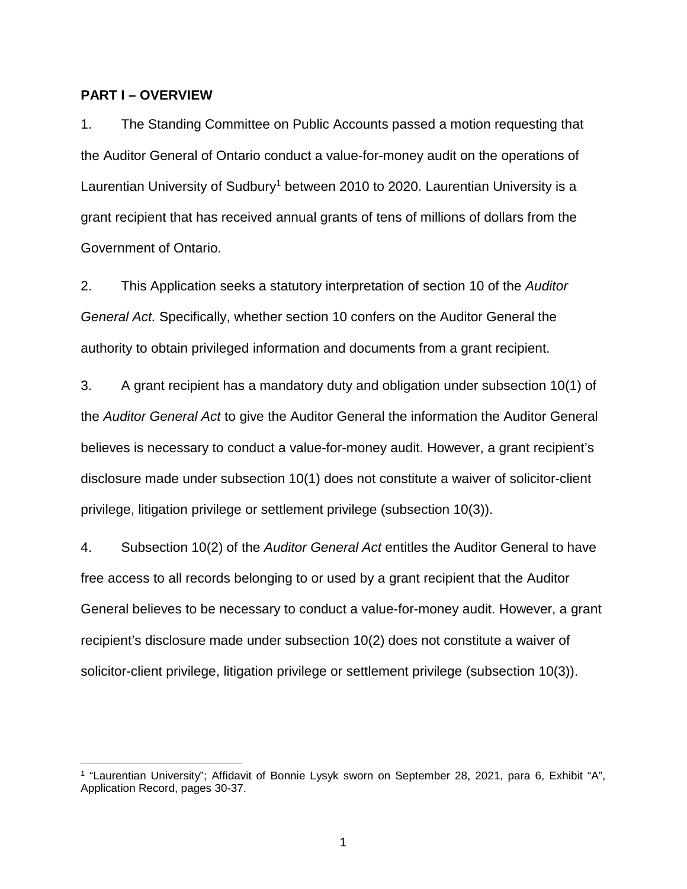## PART I – OVERVIEW

1. The Standing Committee on Public Accounts passed a motion requesting that the Auditor General of Ontario conduct a value-for-money audit on the operations of Laurentian University of Sudbury[1] between 2010 to 2020. Laurentian University is a grant recipient that has received annual grants of tens of millions of dollars from the Government of Ontario.

2. This Application seeks a statutory interpretation of section 10 of the *Auditor General Act.* Specifically, whether section 10 confers on the Auditor General the authority to obtain privileged information and documents from a grant recipient.

3. A grant recipient has a mandatory duty and obligation under subsection 10(1) of the *Auditor General Act* to give the Auditor General the information the Auditor General believes is necessary to conduct a value-for-money audit. However, a grant recipient's disclosure made under subsection 10(1) does not constitute a waiver of solicitor-client privilege, litigation privilege or settlement privilege (subsection 10(3)).

4. Subsection 10(2) of the *Auditor General Act* entitles the Auditor General to have free access to all records belonging to or used by a grant recipient that the Auditor General believes to be necessary to conduct a value-for-money audit. However, a grant recipient's disclosure made under subsection 10(2) does not constitute a waiver of solicitor-client privilege, litigation privilege or settlement privilege (subsection 10(3)).

---

[1] "Laurentian University"; Affidavit of Bonnie Lysyk sworn on September 28, 2021, para 6, Exhibit "A", Application Record, pages 30-37.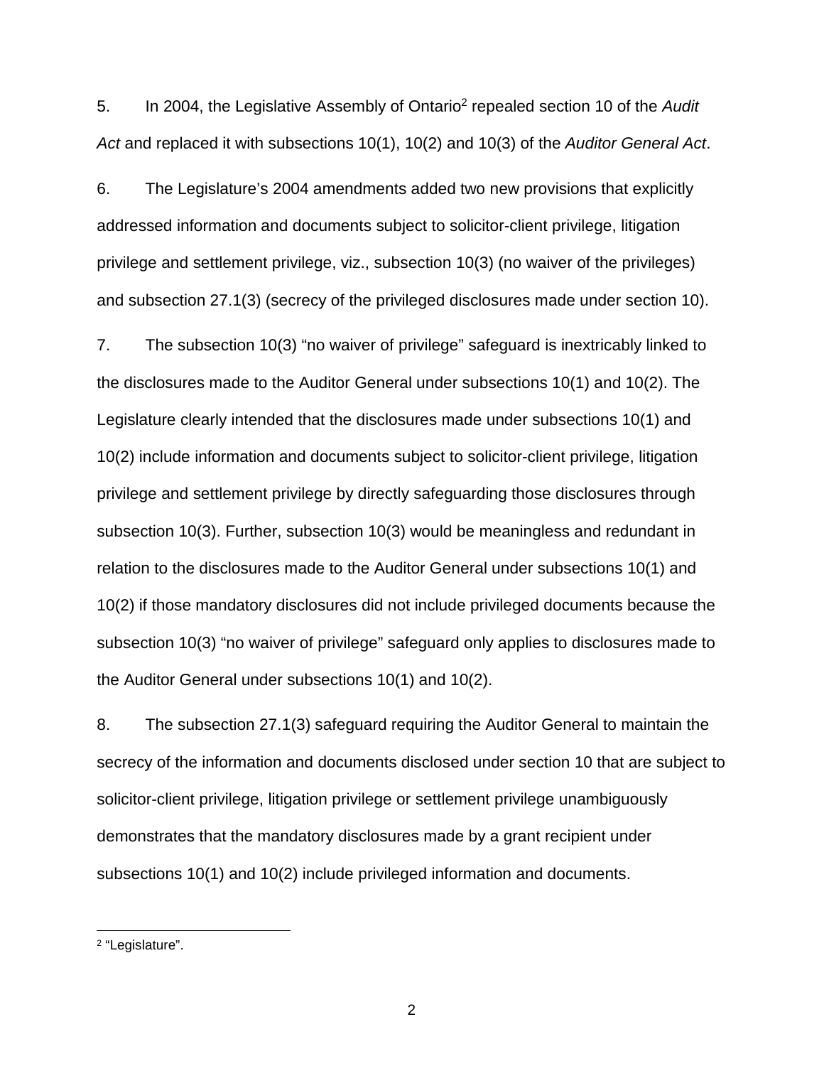5. In 2004, the Legislative Assembly of Ontario[2] repealed section 10 of the *Audit Act* and replaced it with subsections 10(1), 10(2) and 10(3) of the *Auditor General Act*.

6. The Legislature's 2004 amendments added two new provisions that explicitly addressed information and documents subject to solicitor-client privilege, litigation privilege and settlement privilege, viz., subsection 10(3) (no waiver of the privileges) and subsection 27.1(3) (secrecy of the privileged disclosures made under section 10).

7. The subsection 10(3) "no waiver of privilege" safeguard is inextricably linked to the disclosures made to the Auditor General under subsections 10(1) and 10(2). The Legislature clearly intended that the disclosures made under subsections 10(1) and 10(2) include information and documents subject to solicitor-client privilege, litigation privilege and settlement privilege by directly safeguarding those disclosures through subsection 10(3). Further, subsection 10(3) would be meaningless and redundant in relation to the disclosures made to the Auditor General under subsections 10(1) and 10(2) if those mandatory disclosures did not include privileged documents because the subsection 10(3) "no waiver of privilege" safeguard only applies to disclosures made to the Auditor General under subsections 10(1) and 10(2).

8. The subsection 27.1(3) safeguard requiring the Auditor General to maintain the secrecy of the information and documents disclosed under section 10 that are subject to solicitor-client privilege, litigation privilege or settlement privilege unambiguously demonstrates that the mandatory disclosures made by a grant recipient under subsections 10(1) and 10(2) include privileged information and documents.

---

[2] "Legislature".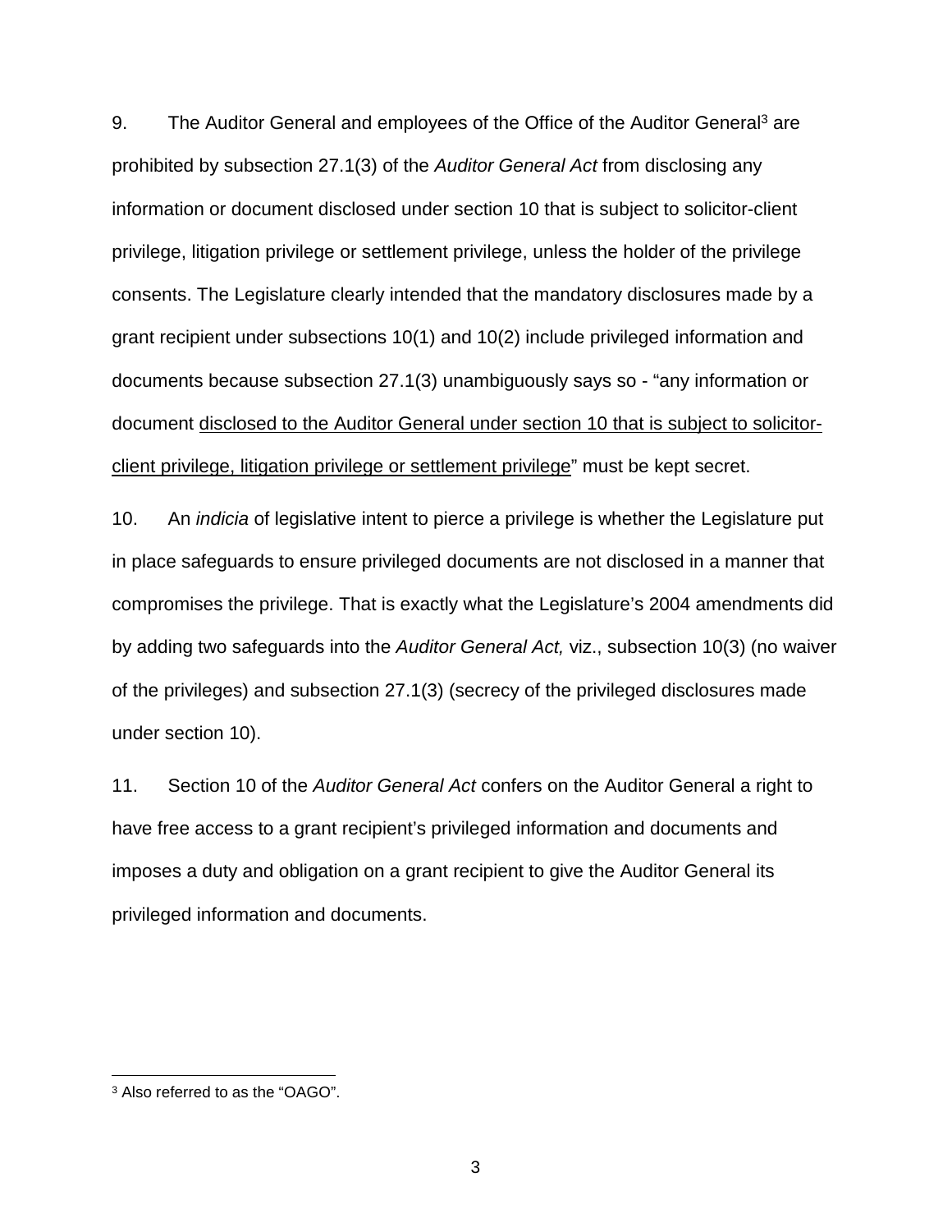9. The Auditor General and employees of the Office of the Auditor General[3] are prohibited by subsection 27.1(3) of the *Auditor General Act* from disclosing any information or document disclosed under section 10 that is subject to solicitor-client privilege, litigation privilege or settlement privilege, unless the holder of the privilege consents. The Legislature clearly intended that the mandatory disclosures made by a grant recipient under subsections 10(1) and 10(2) include privileged information and documents because subsection 27.1(3) unambiguously says so - "any information or document <u>disclosed to the Auditor General under section 10 that is subject to solicitor-client privilege, litigation privilege or settlement privilege</u>" must be kept secret.

10. An *indicia* of legislative intent to pierce a privilege is whether the Legislature put in place safeguards to ensure privileged documents are not disclosed in a manner that compromises the privilege. That is exactly what the Legislature's 2004 amendments did by adding two safeguards into the *Auditor General Act,* viz., subsection 10(3) (no waiver of the privileges) and subsection 27.1(3) (secrecy of the privileged disclosures made under section 10).

11. Section 10 of the *Auditor General Act* confers on the Auditor General a right to have free access to a grant recipient's privileged information and documents and imposes a duty and obligation on a grant recipient to give the Auditor General its privileged information and documents.

---

[3] Also referred to as the "OAGO".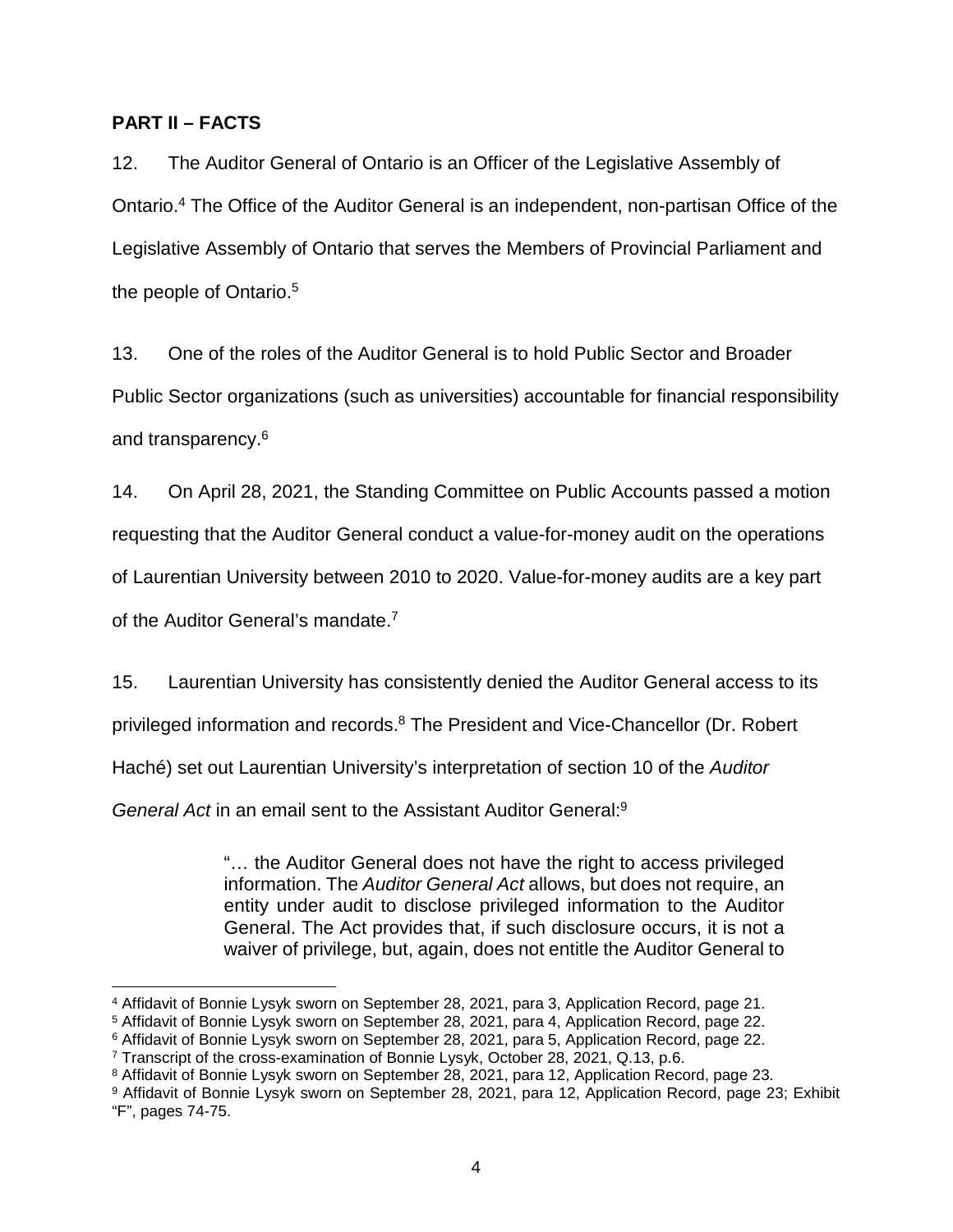**PART II – FACTS**

12. The Auditor General of Ontario is an Officer of the Legislative Assembly of Ontario.[4] The Office of the Auditor General is an independent, non-partisan Office of the Legislative Assembly of Ontario that serves the Members of Provincial Parliament and the people of Ontario.[5]

13. One of the roles of the Auditor General is to hold Public Sector and Broader Public Sector organizations (such as universities) accountable for financial responsibility and transparency.[6]

14. On April 28, 2021, the Standing Committee on Public Accounts passed a motion requesting that the Auditor General conduct a value-for-money audit on the operations of Laurentian University between 2010 to 2020. Value-for-money audits are a key part of the Auditor General's mandate.[7]

15. Laurentian University has consistently denied the Auditor General access to its privileged information and records.[8] The President and Vice-Chancellor (Dr. Robert Haché) set out Laurentian University's interpretation of section 10 of the *Auditor General Act* in an email sent to the Assistant Auditor General:[9]

> "… the Auditor General does not have the right to access privileged information. The *Auditor General Act* allows, but does not require, an entity under audit to disclose privileged information to the Auditor General. The Act provides that, if such disclosure occurs, it is not a waiver of privilege, but, again, does not entitle the Auditor General to

---

[4] Affidavit of Bonnie Lysyk sworn on September 28, 2021, para 3, Application Record, page 21.

[5] Affidavit of Bonnie Lysyk sworn on September 28, 2021, para 4, Application Record, page 22.

[6] Affidavit of Bonnie Lysyk sworn on September 28, 2021, para 5, Application Record, page 22.

[7] Transcript of the cross-examination of Bonnie Lysyk, October 28, 2021, Q.13, p.6.

[8] Affidavit of Bonnie Lysyk sworn on September 28, 2021, para 12, Application Record, page 23.

[9] Affidavit of Bonnie Lysyk sworn on September 28, 2021, para 12, Application Record, page 23; Exhibit "F", pages 74-75.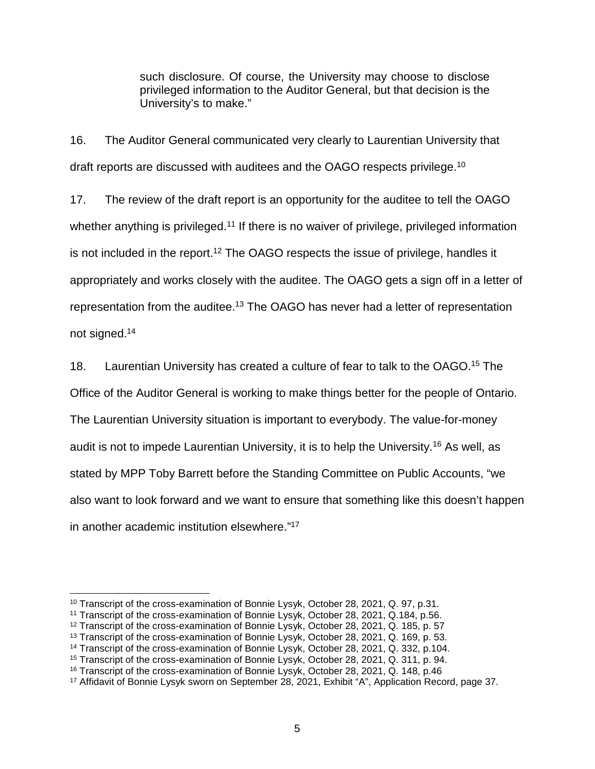> such disclosure. Of course, the University may choose to disclose privileged information to the Auditor General, but that decision is the University's to make."

16. The Auditor General communicated very clearly to Laurentian University that draft reports are discussed with auditees and the OAGO respects privilege.[10]

17. The review of the draft report is an opportunity for the auditee to tell the OAGO whether anything is privileged.[11] If there is no waiver of privilege, privileged information is not included in the report.[12] The OAGO respects the issue of privilege, handles it appropriately and works closely with the auditee. The OAGO gets a sign off in a letter of representation from the auditee.[13] The OAGO has never had a letter of representation not signed.[14]

18. Laurentian University has created a culture of fear to talk to the OAGO.[15] The Office of the Auditor General is working to make things better for the people of Ontario. The Laurentian University situation is important to everybody. The value-for-money audit is not to impede Laurentian University, it is to help the University.[16] As well, as stated by MPP Toby Barrett before the Standing Committee on Public Accounts, "we also want to look forward and we want to ensure that something like this doesn't happen in another academic institution elsewhere."[17]

---

[10] Transcript of the cross-examination of Bonnie Lysyk, October 28, 2021, Q. 97, p.31.

[11] Transcript of the cross-examination of Bonnie Lysyk, October 28, 2021, Q.184, p.56.

[12] Transcript of the cross-examination of Bonnie Lysyk, October 28, 2021, Q. 185, p. 57

[13] Transcript of the cross-examination of Bonnie Lysyk, October 28, 2021, Q. 169, p. 53.

[14] Transcript of the cross-examination of Bonnie Lysyk, October 28, 2021, Q. 332, p.104.

[15] Transcript of the cross-examination of Bonnie Lysyk, October 28, 2021, Q. 311, p. 94.

[16] Transcript of the cross-examination of Bonnie Lysyk, October 28, 2021, Q. 148, p.46

[17] Affidavit of Bonnie Lysyk sworn on September 28, 2021, Exhibit "A", Application Record, page 37.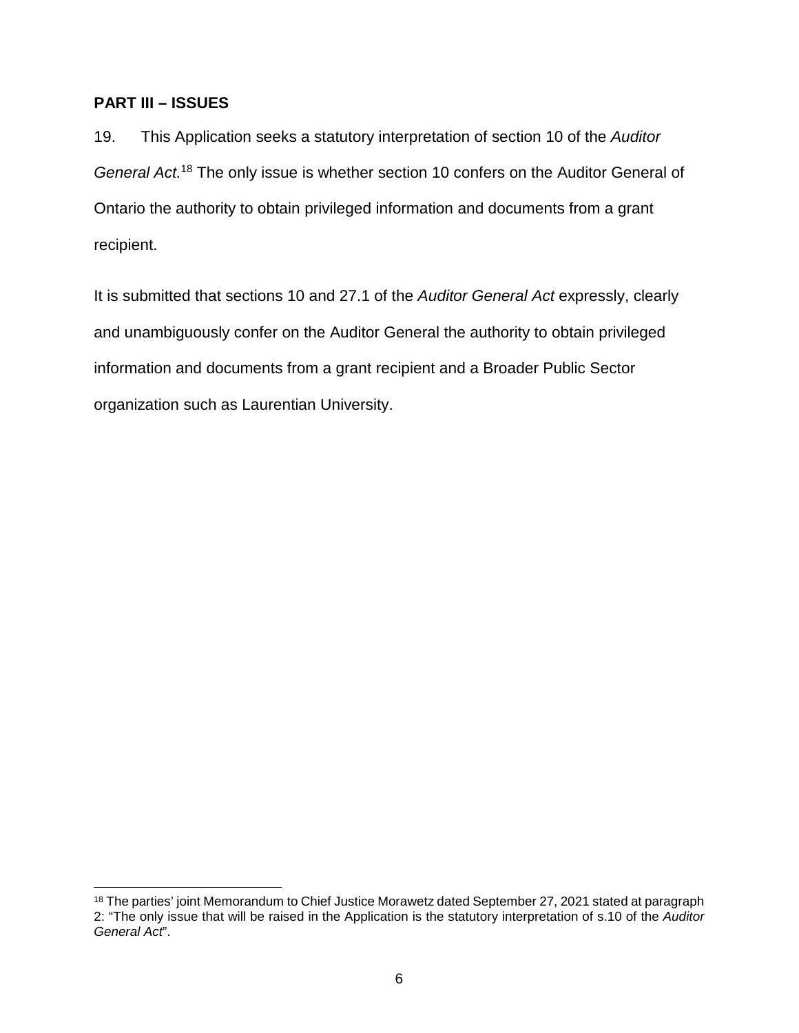## PART III – ISSUES

19. This Application seeks a statutory interpretation of section 10 of the *Auditor General Act.*[18] The only issue is whether section 10 confers on the Auditor General of Ontario the authority to obtain privileged information and documents from a grant recipient.

It is submitted that sections 10 and 27.1 of the *Auditor General Act* expressly, clearly and unambiguously confer on the Auditor General the authority to obtain privileged information and documents from a grant recipient and a Broader Public Sector organization such as Laurentian University.

---

[18] The parties' joint Memorandum to Chief Justice Morawetz dated September 27, 2021 stated at paragraph 2: "The only issue that will be raised in the Application is the statutory interpretation of s.10 of the *Auditor General Act*".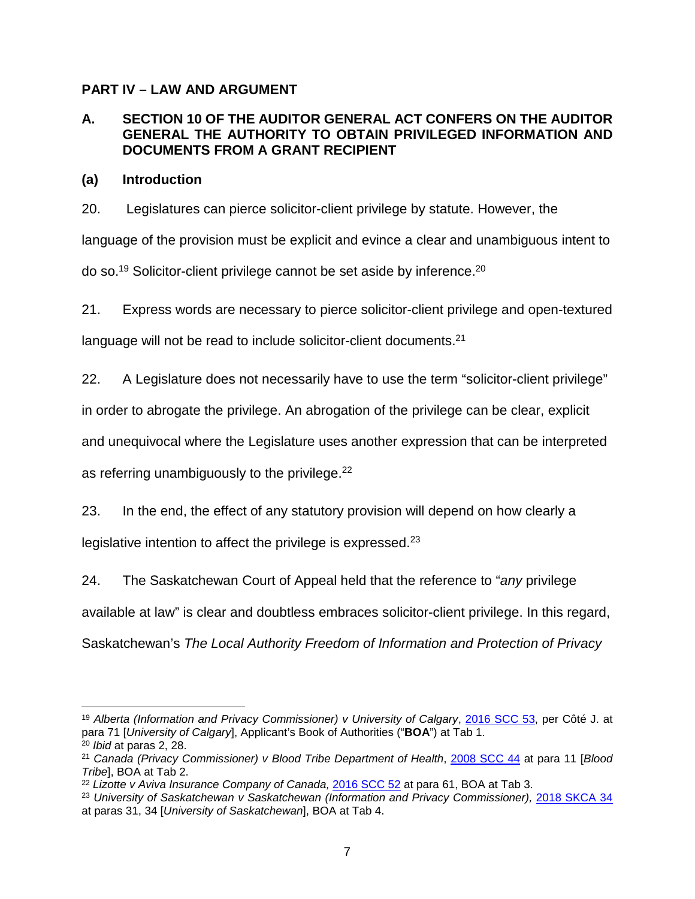## PART IV – LAW AND ARGUMENT

### A. SECTION 10 OF THE AUDITOR GENERAL ACT CONFERS ON THE AUDITOR GENERAL THE AUTHORITY TO OBTAIN PRIVILEGED INFORMATION AND DOCUMENTS FROM A GRANT RECIPIENT

#### (a) Introduction

20. Legislatures can pierce solicitor-client privilege by statute. However, the language of the provision must be explicit and evince a clear and unambiguous intent to do so.[19] Solicitor-client privilege cannot be set aside by inference.[20]

21. Express words are necessary to pierce solicitor-client privilege and open-textured language will not be read to include solicitor-client documents.[21]

22. A Legislature does not necessarily have to use the term "solicitor-client privilege" in order to abrogate the privilege. An abrogation of the privilege can be clear, explicit and unequivocal where the Legislature uses another expression that can be interpreted as referring unambiguously to the privilege.[22]

23. In the end, the effect of any statutory provision will depend on how clearly a legislative intention to affect the privilege is expressed.[23]

24. The Saskatchewan Court of Appeal held that the reference to "*any* privilege available at law" is clear and doubtless embraces solicitor-client privilege. In this regard, Saskatchewan's *The Local Authority Freedom of Information and Protection of Privacy*

---

[19] *Alberta (Information and Privacy Commissioner) v University of Calgary*, 2016 SCC 53, per Côté J. at para 71 [*University of Calgary*], Applicant's Book of Authorities ("**BOA**") at Tab 1.

[20] *Ibid* at paras 2, 28.

[21] *Canada (Privacy Commissioner) v Blood Tribe Department of Health*, 2008 SCC 44 at para 11 [*Blood Tribe*], BOA at Tab 2.

[22] *Lizotte v Aviva Insurance Company of Canada,* 2016 SCC 52 at para 61, BOA at Tab 3.

[23] *University of Saskatchewan v Saskatchewan (Information and Privacy Commissioner),* 2018 SKCA 34 at paras 31, 34 [*University of Saskatchewan*], BOA at Tab 4.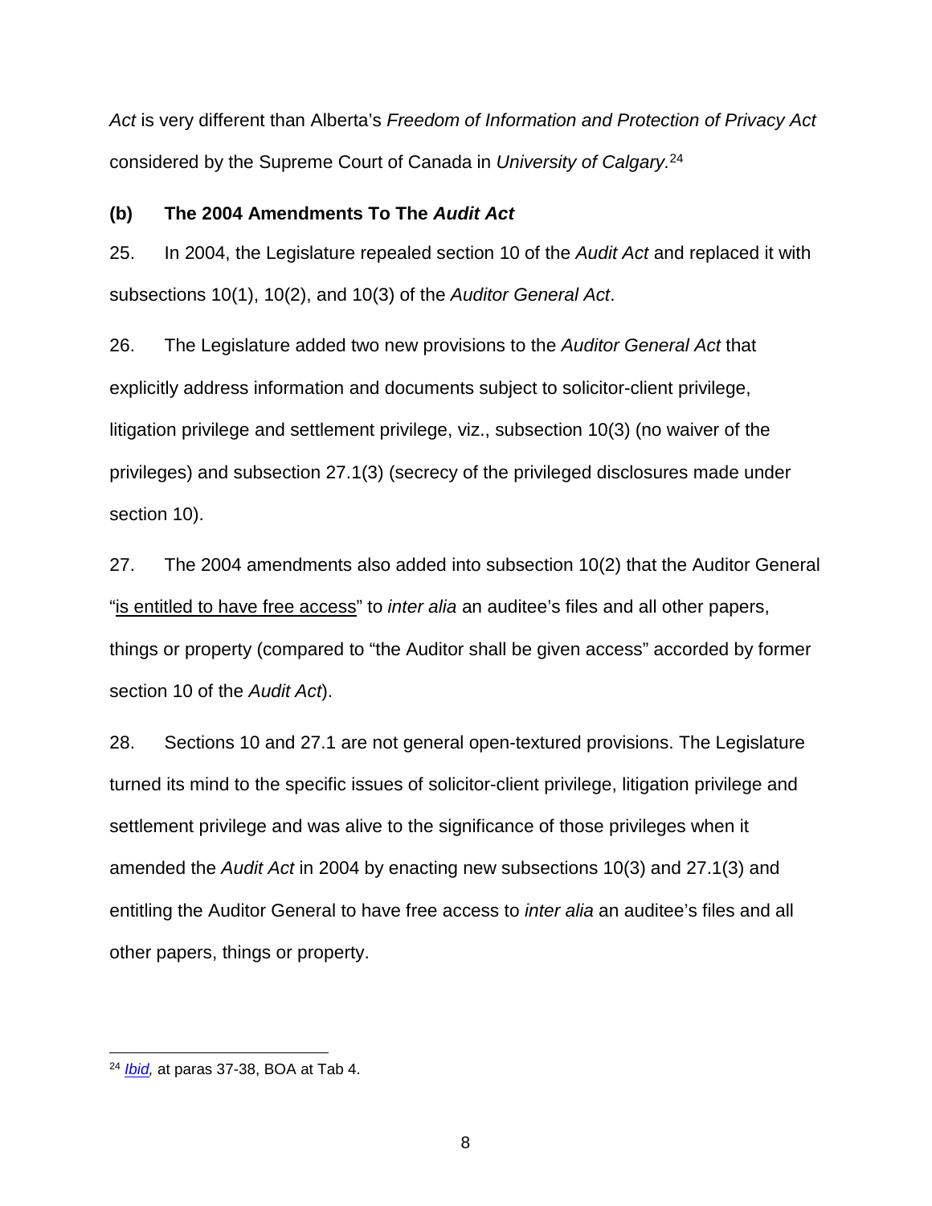*Act* is very different than Alberta's *Freedom of Information and Protection of Privacy Act* considered by the Supreme Court of Canada in *University of Calgary.*[24]

**(b) The 2004 Amendments To The *Audit Act***

25. In 2004, the Legislature repealed section 10 of the *Audit Act* and replaced it with subsections 10(1), 10(2), and 10(3) of the *Auditor General Act*.

26. The Legislature added two new provisions to the *Auditor General Act* that explicitly address information and documents subject to solicitor-client privilege, litigation privilege and settlement privilege, viz., subsection 10(3) (no waiver of the privileges) and subsection 27.1(3) (secrecy of the privileged disclosures made under section 10).

27. The 2004 amendments also added into subsection 10(2) that the Auditor General "<u>is entitled to have free access</u>" to *inter alia* an auditee's files and all other papers, things or property (compared to "the Auditor shall be given access" accorded by former section 10 of the *Audit Act*).

28. Sections 10 and 27.1 are not general open-textured provisions. The Legislature turned its mind to the specific issues of solicitor-client privilege, litigation privilege and settlement privilege and was alive to the significance of those privileges when it amended the *Audit Act* in 2004 by enacting new subsections 10(3) and 27.1(3) and entitling the Auditor General to have free access to *inter alia* an auditee's files and all other papers, things or property.

---

[24] *Ibid,* at paras 37-38, BOA at Tab 4.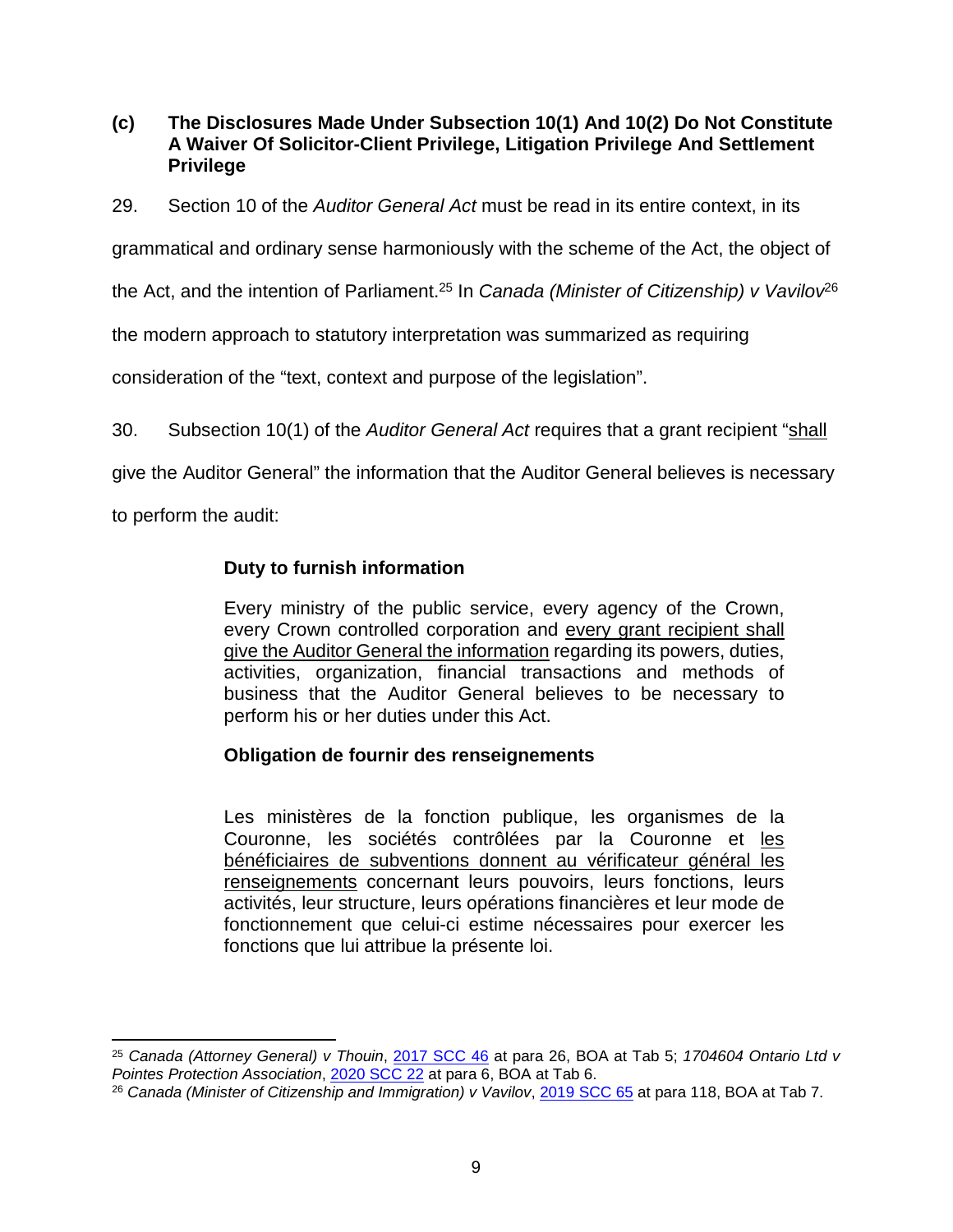### (c) The Disclosures Made Under Subsection 10(1) And 10(2) Do Not Constitute A Waiver Of Solicitor-Client Privilege, Litigation Privilege And Settlement Privilege

29. Section 10 of the *Auditor General Act* must be read in its entire context, in its grammatical and ordinary sense harmoniously with the scheme of the Act, the object of the Act, and the intention of Parliament.[25] In *Canada (Minister of Citizenship) v Vavilov*[26] the modern approach to statutory interpretation was summarized as requiring consideration of the "text, context and purpose of the legislation".

30. Subsection 10(1) of the *Auditor General Act* requires that a grant recipient "<u>shall</u> give the Auditor General" the information that the Auditor General believes is necessary to perform the audit:

> **Duty to furnish information**
>
> Every ministry of the public service, every agency of the Crown, every Crown controlled corporation and <u>every grant recipient shall give the Auditor General the information</u> regarding its powers, duties, activities, organization, financial transactions and methods of business that the Auditor General believes to be necessary to perform his or her duties under this Act.
>
> **Obligation de fournir des renseignements**
>
> Les ministères de la fonction publique, les organismes de la Couronne, les sociétés contrôlées par la Couronne et <u>les bénéficiaires de subventions donnent au vérificateur général les renseignements</u> concernant leurs pouvoirs, leurs fonctions, leurs activités, leur structure, leurs opérations financières et leur mode de fonctionnement que celui-ci estime nécessaires pour exercer les fonctions que lui attribue la présente loi.

---

[25] *Canada (Attorney General) v Thouin*, 2017 SCC 46 at para 26, BOA at Tab 5; *1704604 Ontario Ltd v Pointes Protection Association*, 2020 SCC 22 at para 6, BOA at Tab 6.

[26] *Canada (Minister of Citizenship and Immigration) v Vavilov*, 2019 SCC 65 at para 118, BOA at Tab 7.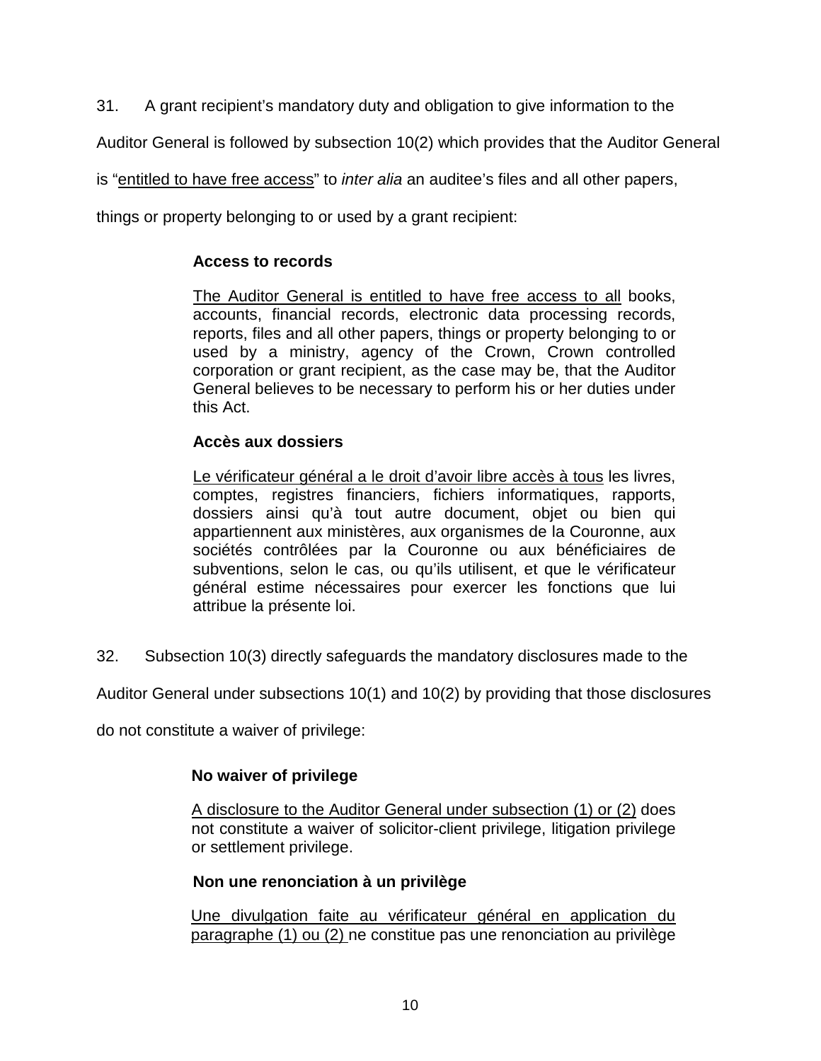31. A grant recipient's mandatory duty and obligation to give information to the Auditor General is followed by subsection 10(2) which provides that the Auditor General is "<u>entitled to have free access</u>" to *inter alia* an auditee's files and all other papers, things or property belonging to or used by a grant recipient:

> **Access to records**
>
> <u>The Auditor General is entitled to have free access to all</u> books, accounts, financial records, electronic data processing records, reports, files and all other papers, things or property belonging to or used by a ministry, agency of the Crown, Crown controlled corporation or grant recipient, as the case may be, that the Auditor General believes to be necessary to perform his or her duties under this Act.
>
> **Accès aux dossiers**
>
> <u>Le vérificateur général a le droit d'avoir libre accès à tous</u> les livres, comptes, registres financiers, fichiers informatiques, rapports, dossiers ainsi qu'à tout autre document, objet ou bien qui appartiennent aux ministères, aux organismes de la Couronne, aux sociétés contrôlées par la Couronne ou aux bénéficiaires de subventions, selon le cas, ou qu'ils utilisent, et que le vérificateur général estime nécessaires pour exercer les fonctions que lui attribue la présente loi.

32. Subsection 10(3) directly safeguards the mandatory disclosures made to the Auditor General under subsections 10(1) and 10(2) by providing that those disclosures do not constitute a waiver of privilege:

> **No waiver of privilege**
>
> <u>A disclosure to the Auditor General under subsection (1) or (2)</u> does not constitute a waiver of solicitor-client privilege, litigation privilege or settlement privilege.
>
> **Non une renonciation à un privilège**
>
> <u>Une divulgation faite au vérificateur général en application du paragraphe (1) ou (2)</u> ne constitue pas une renonciation au privilège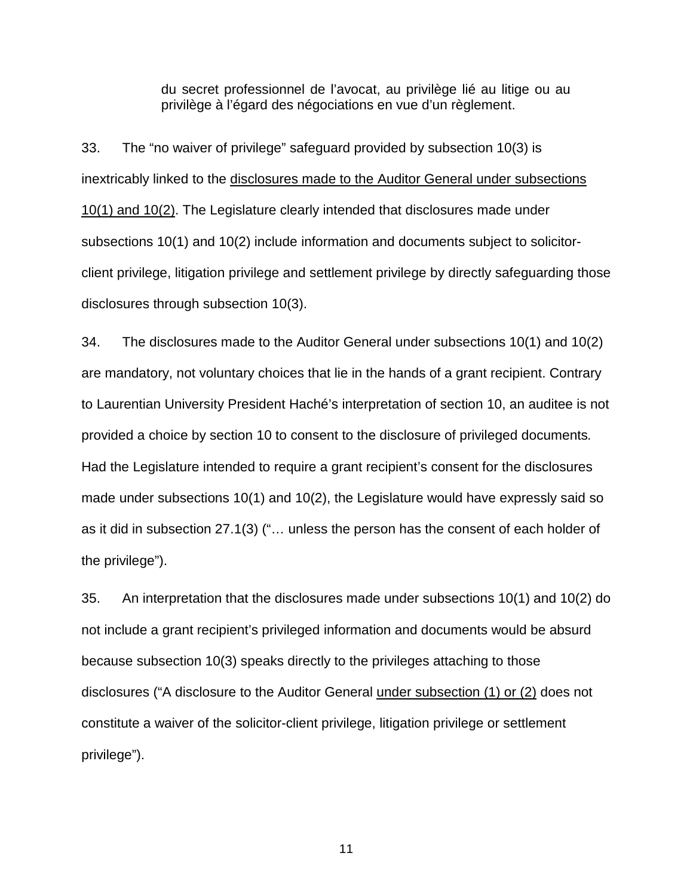> du secret professionnel de l'avocat, au privilège lié au litige ou au privilège à l'égard des négociations en vue d'un règlement.

33. The "no waiver of privilege" safeguard provided by subsection 10(3) is inextricably linked to the <u>disclosures made to the Auditor General under subsections 10(1) and 10(2)</u>. The Legislature clearly intended that disclosures made under subsections 10(1) and 10(2) include information and documents subject to solicitor-client privilege, litigation privilege and settlement privilege by directly safeguarding those disclosures through subsection 10(3).

34. The disclosures made to the Auditor General under subsections 10(1) and 10(2) are mandatory, not voluntary choices that lie in the hands of a grant recipient. Contrary to Laurentian University President Haché's interpretation of section 10, an auditee is not provided a choice by section 10 to consent to the disclosure of privileged documents. Had the Legislature intended to require a grant recipient's consent for the disclosures made under subsections 10(1) and 10(2), the Legislature would have expressly said so as it did in subsection 27.1(3) ("… unless the person has the consent of each holder of the privilege").

35. An interpretation that the disclosures made under subsections 10(1) and 10(2) do not include a grant recipient's privileged information and documents would be absurd because subsection 10(3) speaks directly to the privileges attaching to those disclosures ("A disclosure to the Auditor General <u>under subsection (1) or (2)</u> does not constitute a waiver of the solicitor-client privilege, litigation privilege or settlement privilege").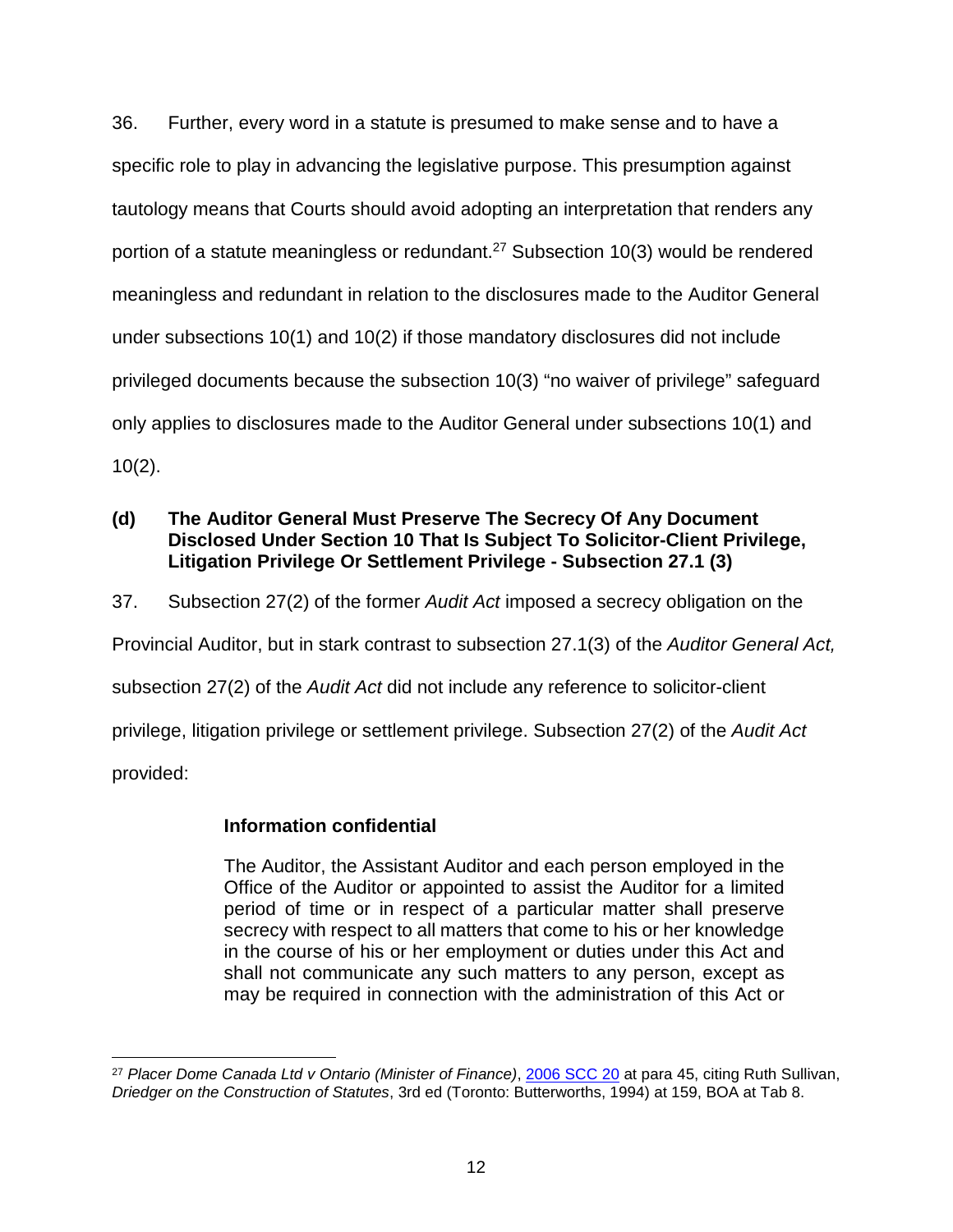36. Further, every word in a statute is presumed to make sense and to have a specific role to play in advancing the legislative purpose. This presumption against tautology means that Courts should avoid adopting an interpretation that renders any portion of a statute meaningless or redundant.[27] Subsection 10(3) would be rendered meaningless and redundant in relation to the disclosures made to the Auditor General under subsections 10(1) and 10(2) if those mandatory disclosures did not include privileged documents because the subsection 10(3) "no waiver of privilege" safeguard only applies to disclosures made to the Auditor General under subsections 10(1) and 10(2).

### (d) The Auditor General Must Preserve The Secrecy Of Any Document Disclosed Under Section 10 That Is Subject To Solicitor-Client Privilege, Litigation Privilege Or Settlement Privilege - Subsection 27.1 (3)

37. Subsection 27(2) of the former *Audit Act* imposed a secrecy obligation on the Provincial Auditor, but in stark contrast to subsection 27.1(3) of the *Auditor General Act,* subsection 27(2) of the *Audit Act* did not include any reference to solicitor-client privilege, litigation privilege or settlement privilege. Subsection 27(2) of the *Audit Act* provided:

> **Information confidential**
>
> The Auditor, the Assistant Auditor and each person employed in the Office of the Auditor or appointed to assist the Auditor for a limited period of time or in respect of a particular matter shall preserve secrecy with respect to all matters that come to his or her knowledge in the course of his or her employment or duties under this Act and shall not communicate any such matters to any person, except as may be required in connection with the administration of this Act or

---

[27] *Placer Dome Canada Ltd v Ontario (Minister of Finance)*, 2006 SCC 20 at para 45, citing Ruth Sullivan, *Driedger on the Construction of Statutes*, 3rd ed (Toronto: Butterworths, 1994) at 159, BOA at Tab 8.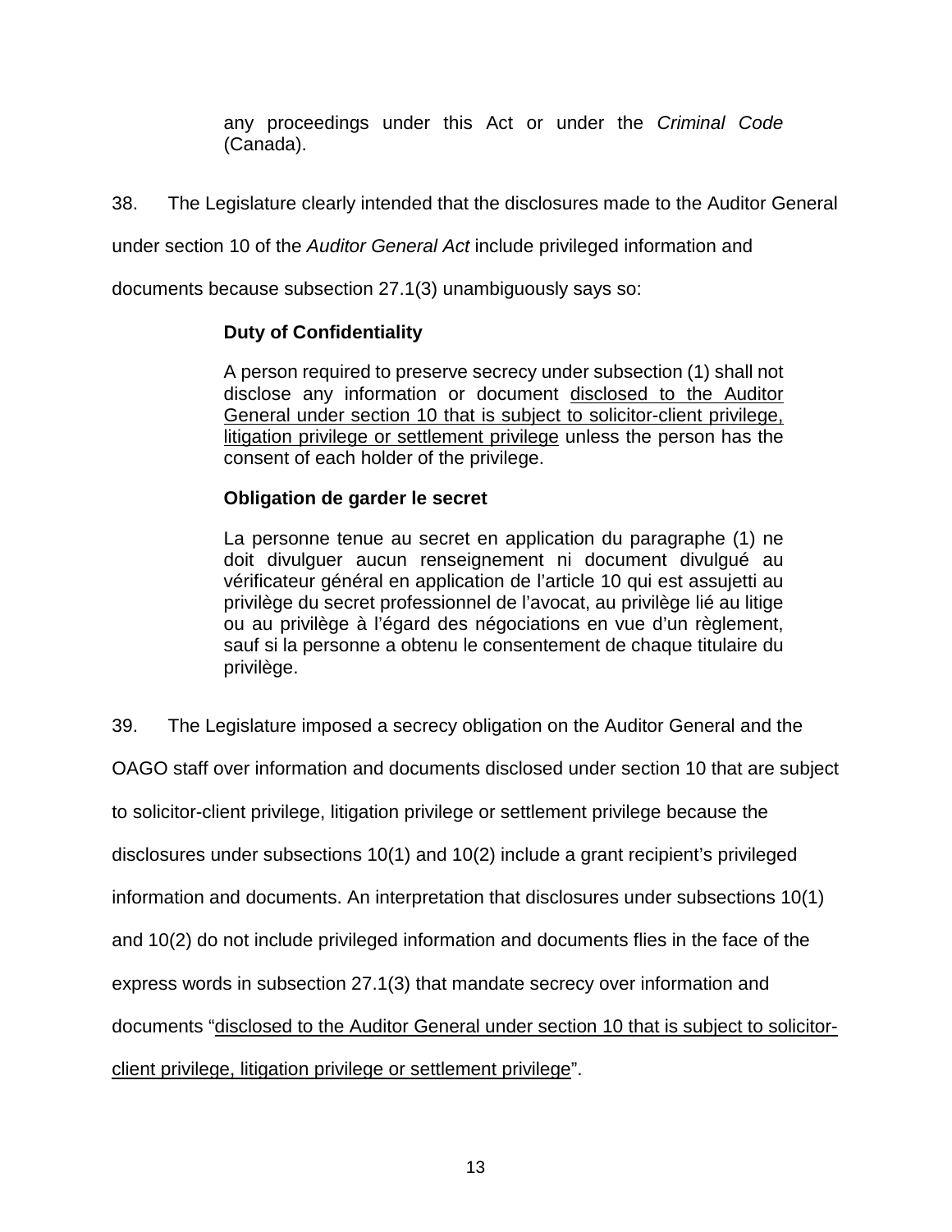> any proceedings under this Act or under the *Criminal Code* (Canada).

38. The Legislature clearly intended that the disclosures made to the Auditor General under section 10 of the *Auditor General Act* include privileged information and documents because subsection 27.1(3) unambiguously says so:

> **Duty of Confidentiality**
>
> A person required to preserve secrecy under subsection (1) shall not disclose any information or document <u>disclosed to the Auditor General under section 10 that is subject to solicitor-client privilege, litigation privilege or settlement privilege</u> unless the person has the consent of each holder of the privilege.
>
> **Obligation de garder le secret**
>
> La personne tenue au secret en application du paragraphe (1) ne doit divulguer aucun renseignement ni document divulgué au vérificateur général en application de l'article 10 qui est assujetti au privilège du secret professionnel de l'avocat, au privilège lié au litige ou au privilège à l'égard des négociations en vue d'un règlement, sauf si la personne a obtenu le consentement de chaque titulaire du privilège.

39. The Legislature imposed a secrecy obligation on the Auditor General and the OAGO staff over information and documents disclosed under section 10 that are subject to solicitor-client privilege, litigation privilege or settlement privilege because the disclosures under subsections 10(1) and 10(2) include a grant recipient's privileged information and documents. An interpretation that disclosures under subsections 10(1) and 10(2) do not include privileged information and documents flies in the face of the express words in subsection 27.1(3) that mandate secrecy over information and documents "<u>disclosed to the Auditor General under section 10 that is subject to solicitor-client privilege, litigation privilege or settlement privilege</u>".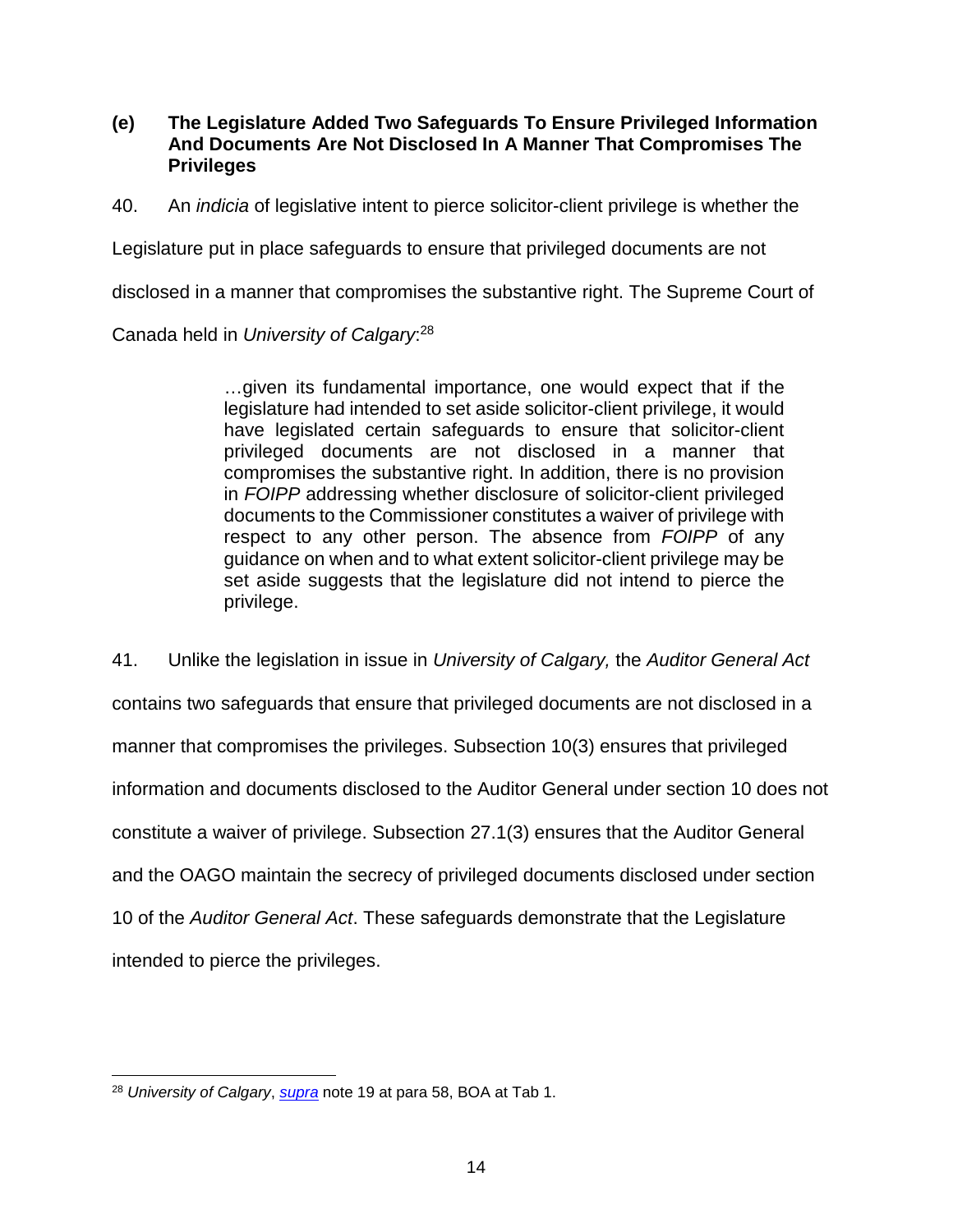### (e) The Legislature Added Two Safeguards To Ensure Privileged Information And Documents Are Not Disclosed In A Manner That Compromises The Privileges

40. An *indicia* of legislative intent to pierce solicitor-client privilege is whether the Legislature put in place safeguards to ensure that privileged documents are not disclosed in a manner that compromises the substantive right. The Supreme Court of Canada held in *University of Calgary*:[28]

> …given its fundamental importance, one would expect that if the legislature had intended to set aside solicitor-client privilege, it would have legislated certain safeguards to ensure that solicitor-client privileged documents are not disclosed in a manner that compromises the substantive right. In addition, there is no provision in *FOIPP* addressing whether disclosure of solicitor-client privileged documents to the Commissioner constitutes a waiver of privilege with respect to any other person. The absence from *FOIPP* of any guidance on when and to what extent solicitor-client privilege may be set aside suggests that the legislature did not intend to pierce the privilege.

41. Unlike the legislation in issue in *University of Calgary,* the *Auditor General Act* contains two safeguards that ensure that privileged documents are not disclosed in a manner that compromises the privileges. Subsection 10(3) ensures that privileged information and documents disclosed to the Auditor General under section 10 does not constitute a waiver of privilege. Subsection 27.1(3) ensures that the Auditor General and the OAGO maintain the secrecy of privileged documents disclosed under section 10 of the *Auditor General Act*. These safeguards demonstrate that the Legislature intended to pierce the privileges.

---

[28] *University of Calgary*, *supra* note 19 at para 58, BOA at Tab 1.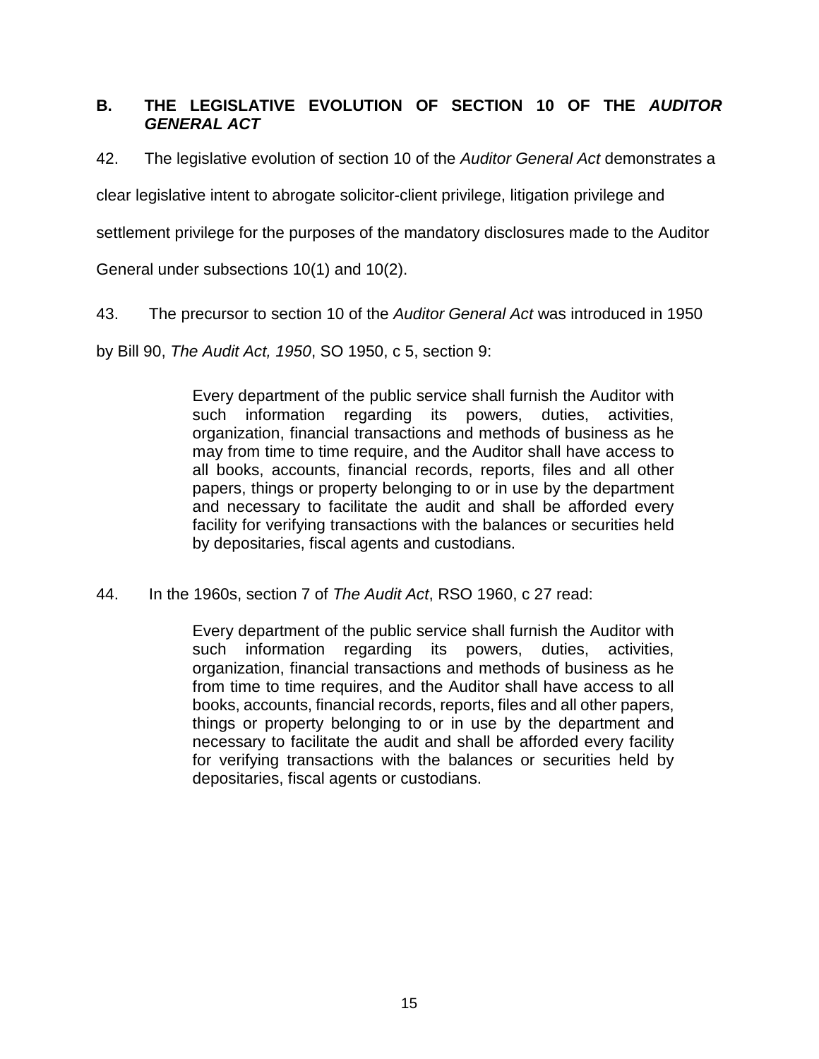## B. THE LEGISLATIVE EVOLUTION OF SECTION 10 OF THE *AUDITOR GENERAL ACT*

42. The legislative evolution of section 10 of the *Auditor General Act* demonstrates a clear legislative intent to abrogate solicitor-client privilege, litigation privilege and settlement privilege for the purposes of the mandatory disclosures made to the Auditor General under subsections 10(1) and 10(2).

43. The precursor to section 10 of the *Auditor General Act* was introduced in 1950 by Bill 90, *The Audit Act, 1950*, SO 1950, c 5, section 9:

> Every department of the public service shall furnish the Auditor with such information regarding its powers, duties, activities, organization, financial transactions and methods of business as he may from time to time require, and the Auditor shall have access to all books, accounts, financial records, reports, files and all other papers, things or property belonging to or in use by the department and necessary to facilitate the audit and shall be afforded every facility for verifying transactions with the balances or securities held by depositaries, fiscal agents and custodians.

44. In the 1960s, section 7 of *The Audit Act*, RSO 1960, c 27 read:

> Every department of the public service shall furnish the Auditor with such information regarding its powers, duties, activities, organization, financial transactions and methods of business as he from time to time requires, and the Auditor shall have access to all books, accounts, financial records, reports, files and all other papers, things or property belonging to or in use by the department and necessary to facilitate the audit and shall be afforded every facility for verifying transactions with the balances or securities held by depositaries, fiscal agents or custodians.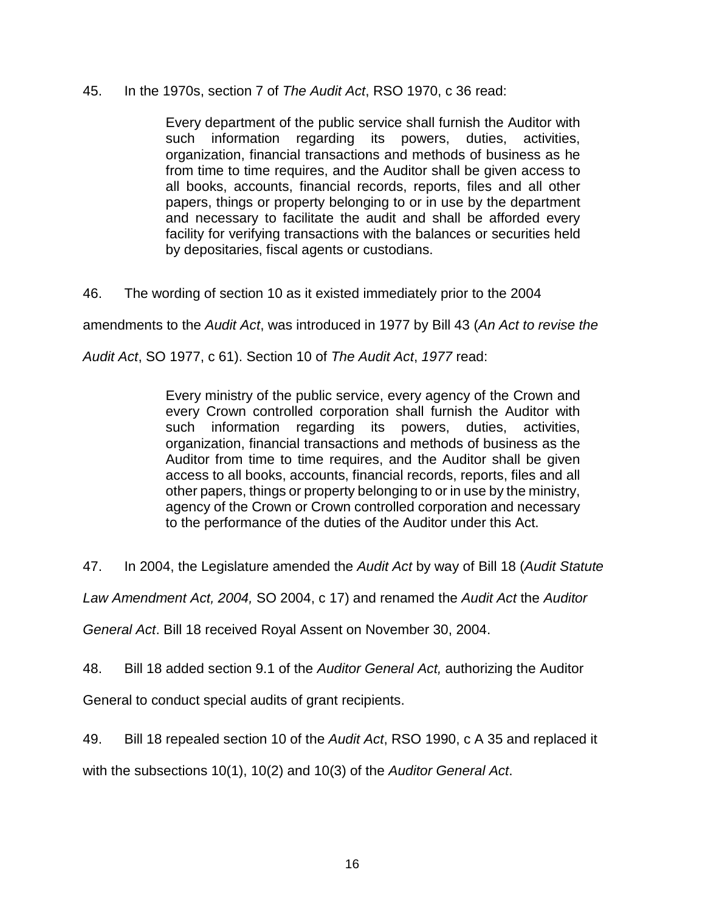45. In the 1970s, section 7 of *The Audit Act*, RSO 1970, c 36 read:

> Every department of the public service shall furnish the Auditor with such information regarding its powers, duties, activities, organization, financial transactions and methods of business as he from time to time requires, and the Auditor shall be given access to all books, accounts, financial records, reports, files and all other papers, things or property belonging to or in use by the department and necessary to facilitate the audit and shall be afforded every facility for verifying transactions with the balances or securities held by depositaries, fiscal agents or custodians.

46. The wording of section 10 as it existed immediately prior to the 2004 amendments to the *Audit Act*, was introduced in 1977 by Bill 43 (*An Act to revise the Audit Act*, SO 1977, c 61). Section 10 of *The Audit Act*, *1977* read:

> Every ministry of the public service, every agency of the Crown and every Crown controlled corporation shall furnish the Auditor with such information regarding its powers, duties, activities, organization, financial transactions and methods of business as the Auditor from time to time requires, and the Auditor shall be given access to all books, accounts, financial records, reports, files and all other papers, things or property belonging to or in use by the ministry, agency of the Crown or Crown controlled corporation and necessary to the performance of the duties of the Auditor under this Act.

47. In 2004, the Legislature amended the *Audit Act* by way of Bill 18 (*Audit Statute Law Amendment Act, 2004,* SO 2004, c 17) and renamed the *Audit Act* the *Auditor General Act*. Bill 18 received Royal Assent on November 30, 2004.

48. Bill 18 added section 9.1 of the *Auditor General Act,* authorizing the Auditor General to conduct special audits of grant recipients.

49. Bill 18 repealed section 10 of the *Audit Act*, RSO 1990, c A 35 and replaced it with the subsections 10(1), 10(2) and 10(3) of the *Auditor General Act*.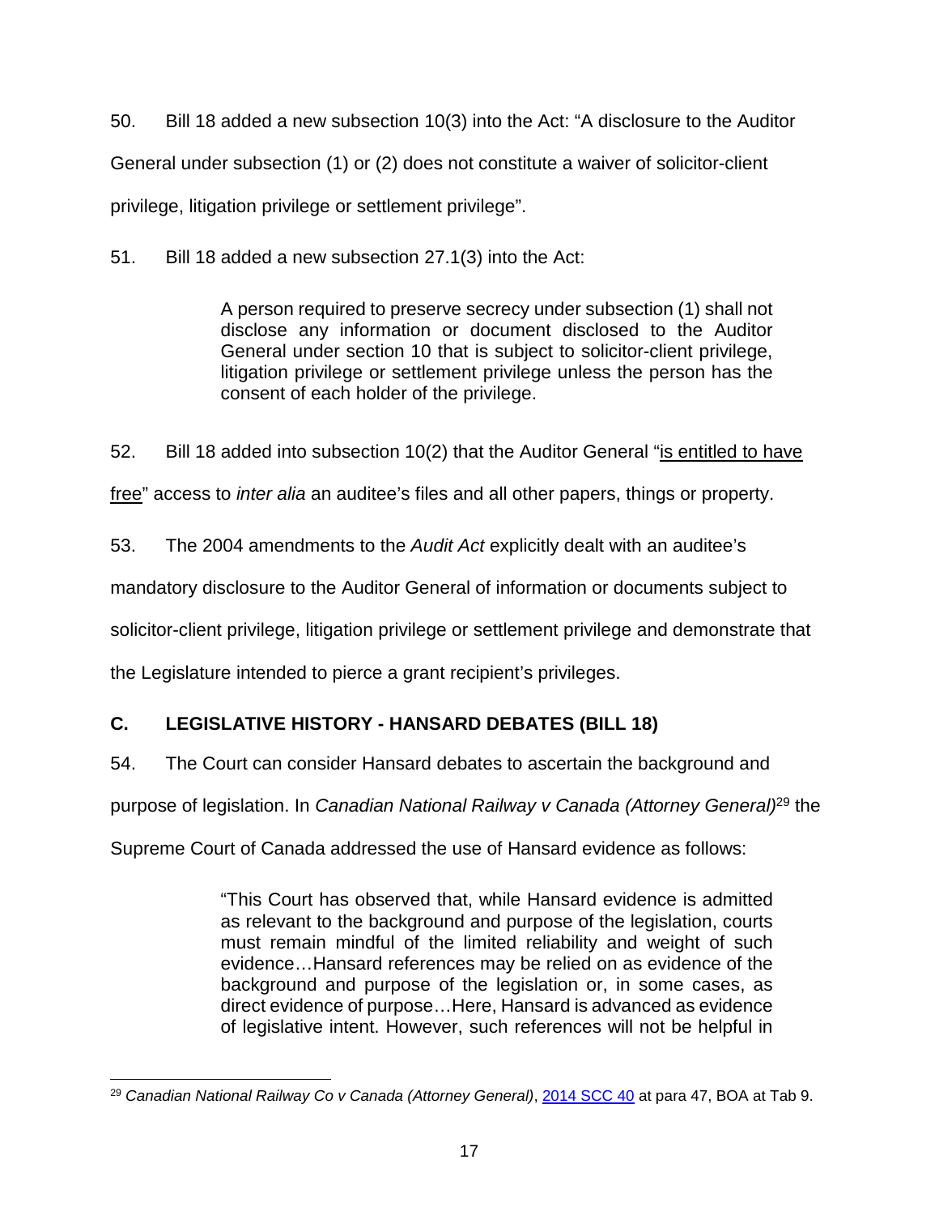50. Bill 18 added a new subsection 10(3) into the Act: "A disclosure to the Auditor General under subsection (1) or (2) does not constitute a waiver of solicitor-client privilege, litigation privilege or settlement privilege".

51. Bill 18 added a new subsection 27.1(3) into the Act:

> A person required to preserve secrecy under subsection (1) shall not disclose any information or document disclosed to the Auditor General under section 10 that is subject to solicitor-client privilege, litigation privilege or settlement privilege unless the person has the consent of each holder of the privilege.

52. Bill 18 added into subsection 10(2) that the Auditor General "<u>is entitled to have free</u>" access to *inter alia* an auditee's files and all other papers, things or property.

53. The 2004 amendments to the *Audit Act* explicitly dealt with an auditee's mandatory disclosure to the Auditor General of information or documents subject to solicitor-client privilege, litigation privilege or settlement privilege and demonstrate that the Legislature intended to pierce a grant recipient's privileges.

## C. LEGISLATIVE HISTORY - HANSARD DEBATES (BILL 18)

54. The Court can consider Hansard debates to ascertain the background and purpose of legislation. In *Canadian National Railway v Canada (Attorney General)*[29] the Supreme Court of Canada addressed the use of Hansard evidence as follows:

> "This Court has observed that, while Hansard evidence is admitted as relevant to the background and purpose of the legislation, courts must remain mindful of the limited reliability and weight of such evidence…Hansard references may be relied on as evidence of the background and purpose of the legislation or, in some cases, as direct evidence of purpose…Here, Hansard is advanced as evidence of legislative intent. However, such references will not be helpful in

---

[29] *Canadian National Railway Co v Canada (Attorney General)*, 2014 SCC 40 at para 47, BOA at Tab 9.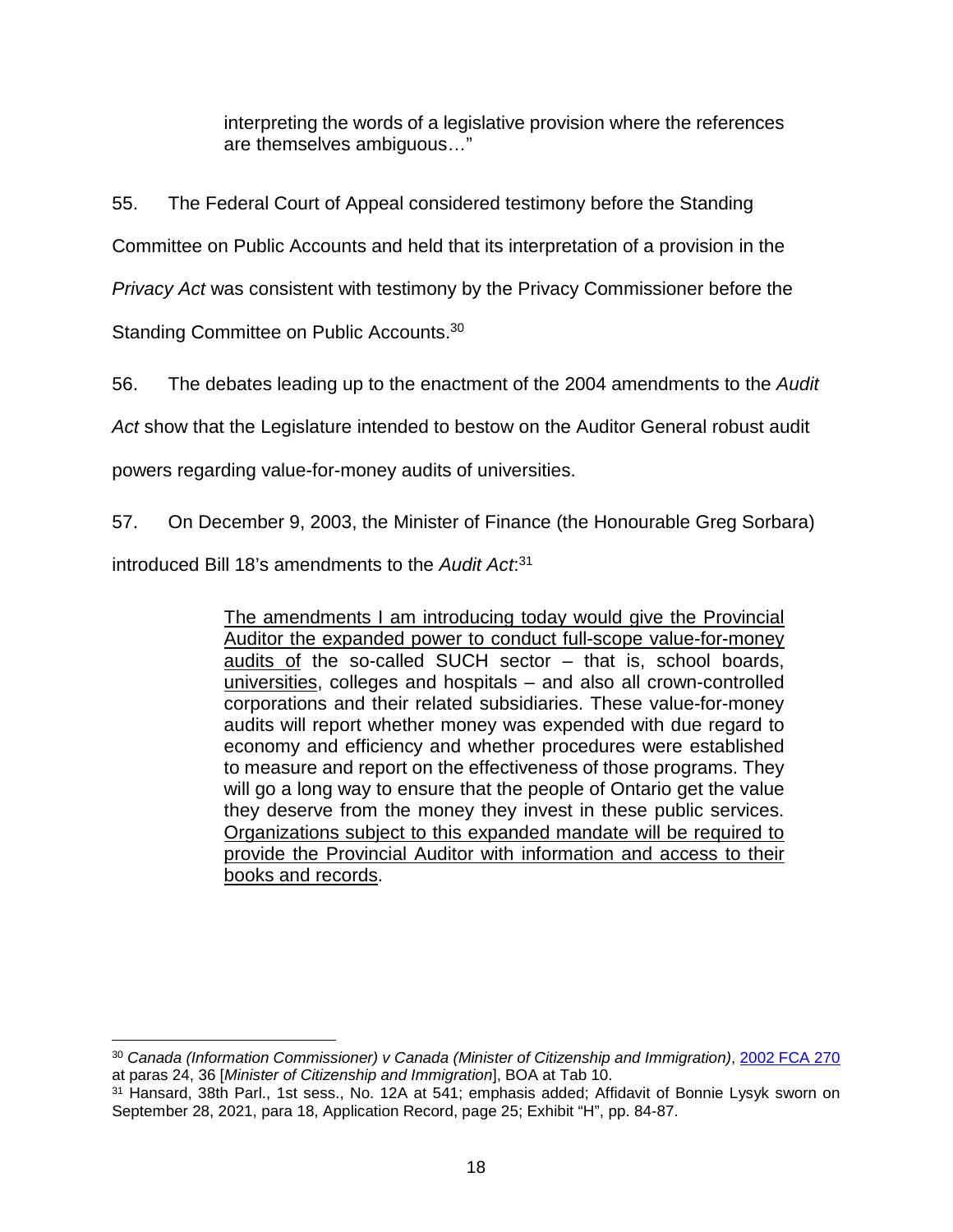> interpreting the words of a legislative provision where the references are themselves ambiguous…"

55. The Federal Court of Appeal considered testimony before the Standing Committee on Public Accounts and held that its interpretation of a provision in the *Privacy Act* was consistent with testimony by the Privacy Commissioner before the Standing Committee on Public Accounts.[30]

56. The debates leading up to the enactment of the 2004 amendments to the *Audit Act* show that the Legislature intended to bestow on the Auditor General robust audit powers regarding value-for-money audits of universities.

57. On December 9, 2003, the Minister of Finance (the Honourable Greg Sorbara) introduced Bill 18's amendments to the *Audit Act*:[31]

> <u>The amendments I am introducing today would give the Provincial Auditor the expanded power to conduct full-scope value-for-money audits of</u> the so-called SUCH sector – that is, school boards, <u>universities</u>, colleges and hospitals – and also all crown-controlled corporations and their related subsidiaries. These value-for-money audits will report whether money was expended with due regard to economy and efficiency and whether procedures were established to measure and report on the effectiveness of those programs. They will go a long way to ensure that the people of Ontario get the value they deserve from the money they invest in these public services. <u>Organizations subject to this expanded mandate will be required to provide the Provincial Auditor with information and access to their books and records</u>.

---

[30] *Canada (Information Commissioner) v Canada (Minister of Citizenship and Immigration)*, 2002 FCA 270 at paras 24, 36 [*Minister of Citizenship and Immigration*], BOA at Tab 10.

[31] Hansard, 38th Parl., 1st sess., No. 12A at 541; emphasis added; Affidavit of Bonnie Lysyk sworn on September 28, 2021, para 18, Application Record, page 25; Exhibit "H", pp. 84-87.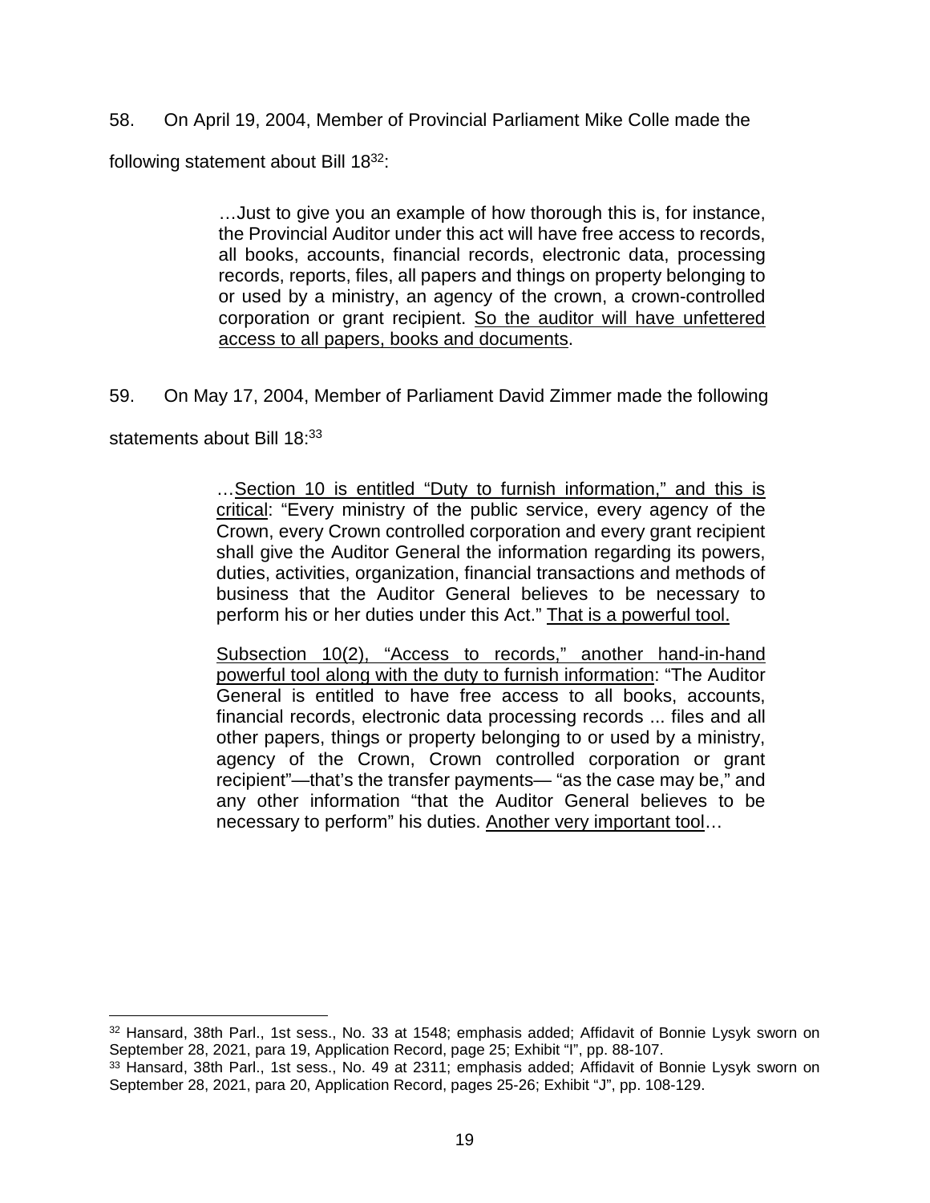58. On April 19, 2004, Member of Provincial Parliament Mike Colle made the following statement about Bill 18[32]:

> …Just to give you an example of how thorough this is, for instance, the Provincial Auditor under this act will have free access to records, all books, accounts, financial records, electronic data, processing records, reports, files, all papers and things on property belonging to or used by a ministry, an agency of the crown, a crown-controlled corporation or grant recipient. <u>So the auditor will have unfettered access to all papers, books and documents</u>.

59. On May 17, 2004, Member of Parliament David Zimmer made the following statements about Bill 18:[33]

> …<u>Section 10 is entitled "Duty to furnish information," and this is critical</u>: "Every ministry of the public service, every agency of the Crown, every Crown controlled corporation and every grant recipient shall give the Auditor General the information regarding its powers, duties, activities, organization, financial transactions and methods of business that the Auditor General believes to be necessary to perform his or her duties under this Act." <u>That is a powerful tool.</u>
>
> <u>Subsection 10(2), "Access to records," another hand-in-hand powerful tool along with the duty to furnish information</u>: "The Auditor General is entitled to have free access to all books, accounts, financial records, electronic data processing records ... files and all other papers, things or property belonging to or used by a ministry, agency of the Crown, Crown controlled corporation or grant recipient"—that's the transfer payments— "as the case may be," and any other information "that the Auditor General believes to be necessary to perform" his duties. <u>Another very important tool</u>…

---

[32] Hansard, 38th Parl., 1st sess., No. 33 at 1548; emphasis added; Affidavit of Bonnie Lysyk sworn on September 28, 2021, para 19, Application Record, page 25; Exhibit "I", pp. 88-107.

[33] Hansard, 38th Parl., 1st sess., No. 49 at 2311; emphasis added; Affidavit of Bonnie Lysyk sworn on September 28, 2021, para 20, Application Record, pages 25-26; Exhibit "J", pp. 108-129.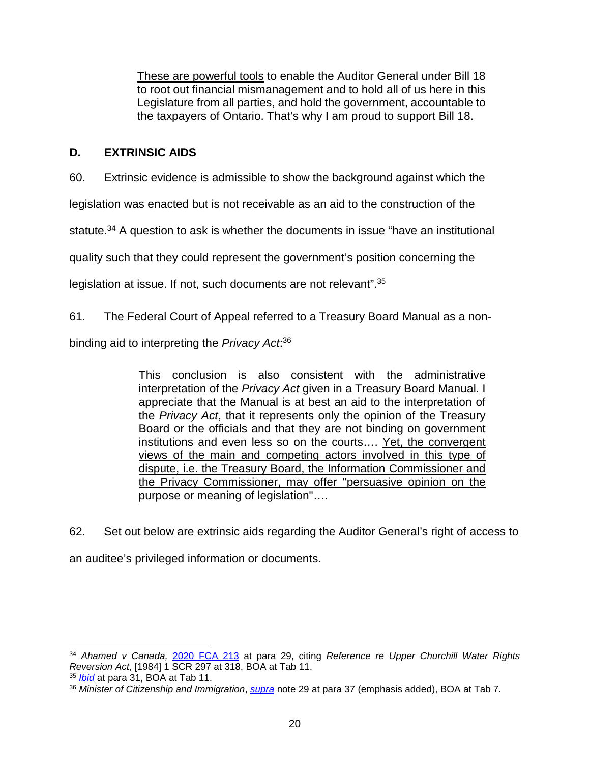> <u>These are powerful tools</u> to enable the Auditor General under Bill 18 to root out financial mismanagement and to hold all of us here in this Legislature from all parties, and hold the government, accountable to the taxpayers of Ontario. That's why I am proud to support Bill 18.

## D. EXTRINSIC AIDS

60. Extrinsic evidence is admissible to show the background against which the legislation was enacted but is not receivable as an aid to the construction of the statute.[34] A question to ask is whether the documents in issue "have an institutional quality such that they could represent the government's position concerning the legislation at issue. If not, such documents are not relevant".[35]

61. The Federal Court of Appeal referred to a Treasury Board Manual as a non-binding aid to interpreting the *Privacy Act*:[36]

> This conclusion is also consistent with the administrative interpretation of the *Privacy Act* given in a Treasury Board Manual. I appreciate that the Manual is at best an aid to the interpretation of the *Privacy Act*, that it represents only the opinion of the Treasury Board or the officials and that they are not binding on government institutions and even less so on the courts…. <u>Yet, the convergent views of the main and competing actors involved in this type of dispute, i.e. the Treasury Board, the Information Commissioner and the Privacy Commissioner, may offer "persuasive opinion on the purpose or meaning of legislation</u>"….

62. Set out below are extrinsic aids regarding the Auditor General's right of access to an auditee's privileged information or documents.

---

[34] *Ahamed v Canada,* 2020 FCA 213 at para 29, citing *Reference re Upper Churchill Water Rights Reversion Act*, [1984] 1 SCR 297 at 318, BOA at Tab 11.

[35] *Ibid* at para 31, BOA at Tab 11.

[36] *Minister of Citizenship and Immigration*, *supra* note 29 at para 37 (emphasis added), BOA at Tab 7.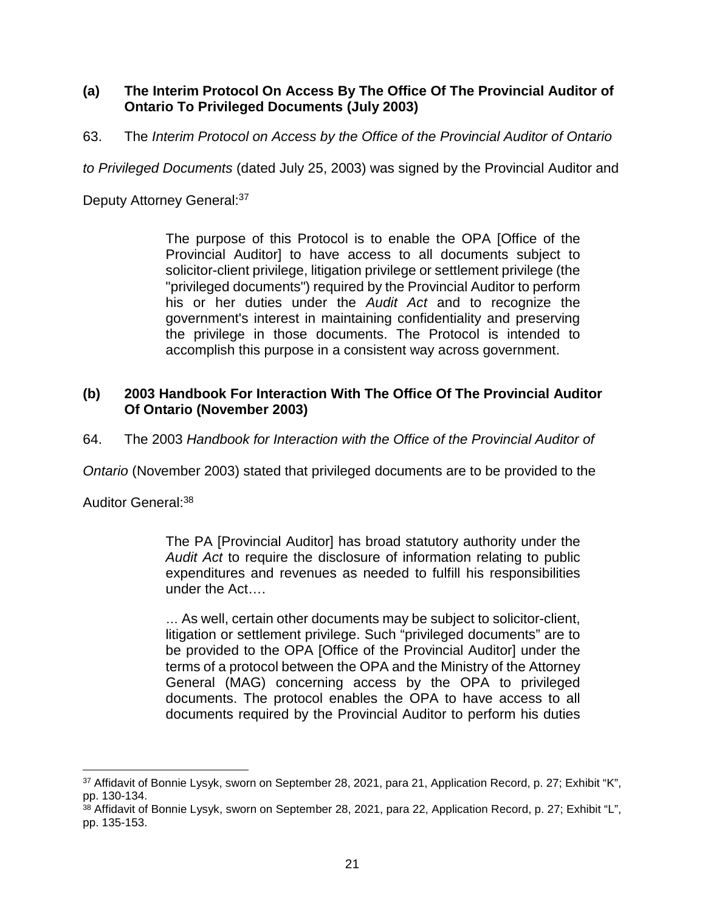### (a) The Interim Protocol On Access By The Office Of The Provincial Auditor of Ontario To Privileged Documents (July 2003)

63. The *Interim Protocol on Access by the Office of the Provincial Auditor of Ontario to Privileged Documents* (dated July 25, 2003) was signed by the Provincial Auditor and Deputy Attorney General:[37]

> The purpose of this Protocol is to enable the OPA [Office of the Provincial Auditor] to have access to all documents subject to solicitor-client privilege, litigation privilege or settlement privilege (the "privileged documents") required by the Provincial Auditor to perform his or her duties under the *Audit Act* and to recognize the government's interest in maintaining confidentiality and preserving the privilege in those documents. The Protocol is intended to accomplish this purpose in a consistent way across government.

### (b) 2003 Handbook For Interaction With The Office Of The Provincial Auditor Of Ontario (November 2003)

64. The 2003 *Handbook for Interaction with the Office of the Provincial Auditor of Ontario* (November 2003) stated that privileged documents are to be provided to the Auditor General:[38]

> The PA [Provincial Auditor] has broad statutory authority under the *Audit Act* to require the disclosure of information relating to public expenditures and revenues as needed to fulfill his responsibilities under the Act….
>
> … As well, certain other documents may be subject to solicitor-client, litigation or settlement privilege. Such "privileged documents" are to be provided to the OPA [Office of the Provincial Auditor] under the terms of a protocol between the OPA and the Ministry of the Attorney General (MAG) concerning access by the OPA to privileged documents. The protocol enables the OPA to have access to all documents required by the Provincial Auditor to perform his duties

---

[37] Affidavit of Bonnie Lysyk, sworn on September 28, 2021, para 21, Application Record, p. 27; Exhibit "K", pp. 130-134.

[38] Affidavit of Bonnie Lysyk, sworn on September 28, 2021, para 22, Application Record, p. 27; Exhibit "L", pp. 135-153.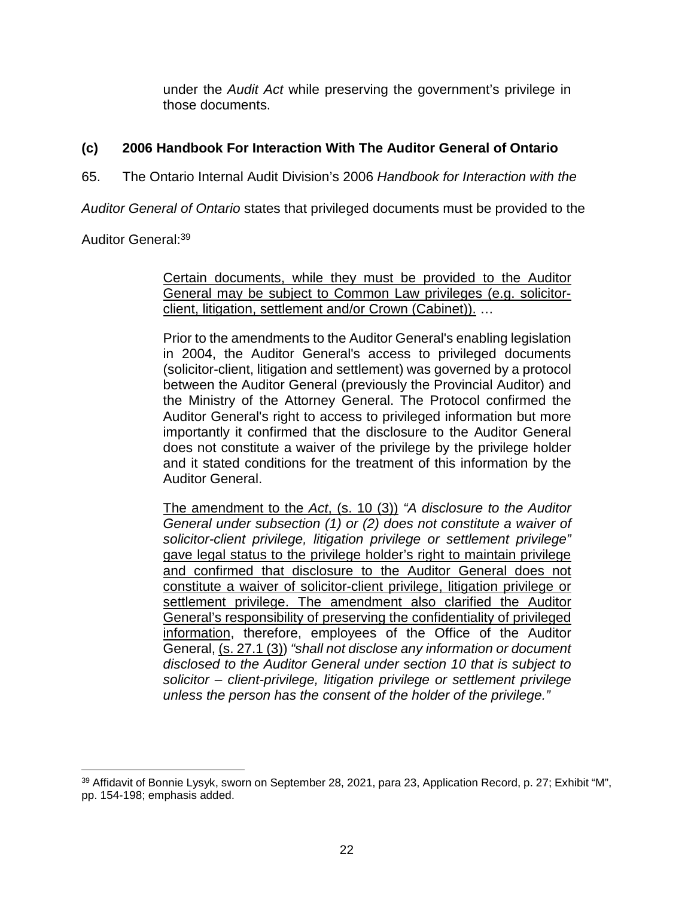under the *Audit Act* while preserving the government's privilege in those documents.

### (c) 2006 Handbook For Interaction With The Auditor General of Ontario

65. The Ontario Internal Audit Division's 2006 *Handbook for Interaction with the Auditor General of Ontario* states that privileged documents must be provided to the Auditor General:[39]

> Certain documents, while they must be provided to the Auditor General may be subject to Common Law privileges (e.g. solicitor-client, litigation, settlement and/or Crown (Cabinet)). …
>
> Prior to the amendments to the Auditor General's enabling legislation in 2004, the Auditor General's access to privileged documents (solicitor-client, litigation and settlement) was governed by a protocol between the Auditor General (previously the Provincial Auditor) and the Ministry of the Attorney General. The Protocol confirmed the Auditor General's right to access to privileged information but more importantly it confirmed that the disclosure to the Auditor General does not constitute a waiver of the privilege by the privilege holder and it stated conditions for the treatment of this information by the Auditor General.
>
> The amendment to the *Act*, (s. 10 (3)) *"A disclosure to the Auditor General under subsection (1) or (2) does not constitute a waiver of solicitor-client privilege, litigation privilege or settlement privilege"* gave legal status to the privilege holder's right to maintain privilege and confirmed that disclosure to the Auditor General does not constitute a waiver of solicitor-client privilege, litigation privilege or settlement privilege. The amendment also clarified the Auditor General's responsibility of preserving the confidentiality of privileged information, therefore, employees of the Office of the Auditor General, (s. 27.1 (3)) *"shall not disclose any information or document disclosed to the Auditor General under section 10 that is subject to solicitor – client-privilege, litigation privilege or settlement privilege unless the person has the consent of the holder of the privilege."*

---

[39] Affidavit of Bonnie Lysyk, sworn on September 28, 2021, para 23, Application Record, p. 27; Exhibit "M", pp. 154-198; emphasis added.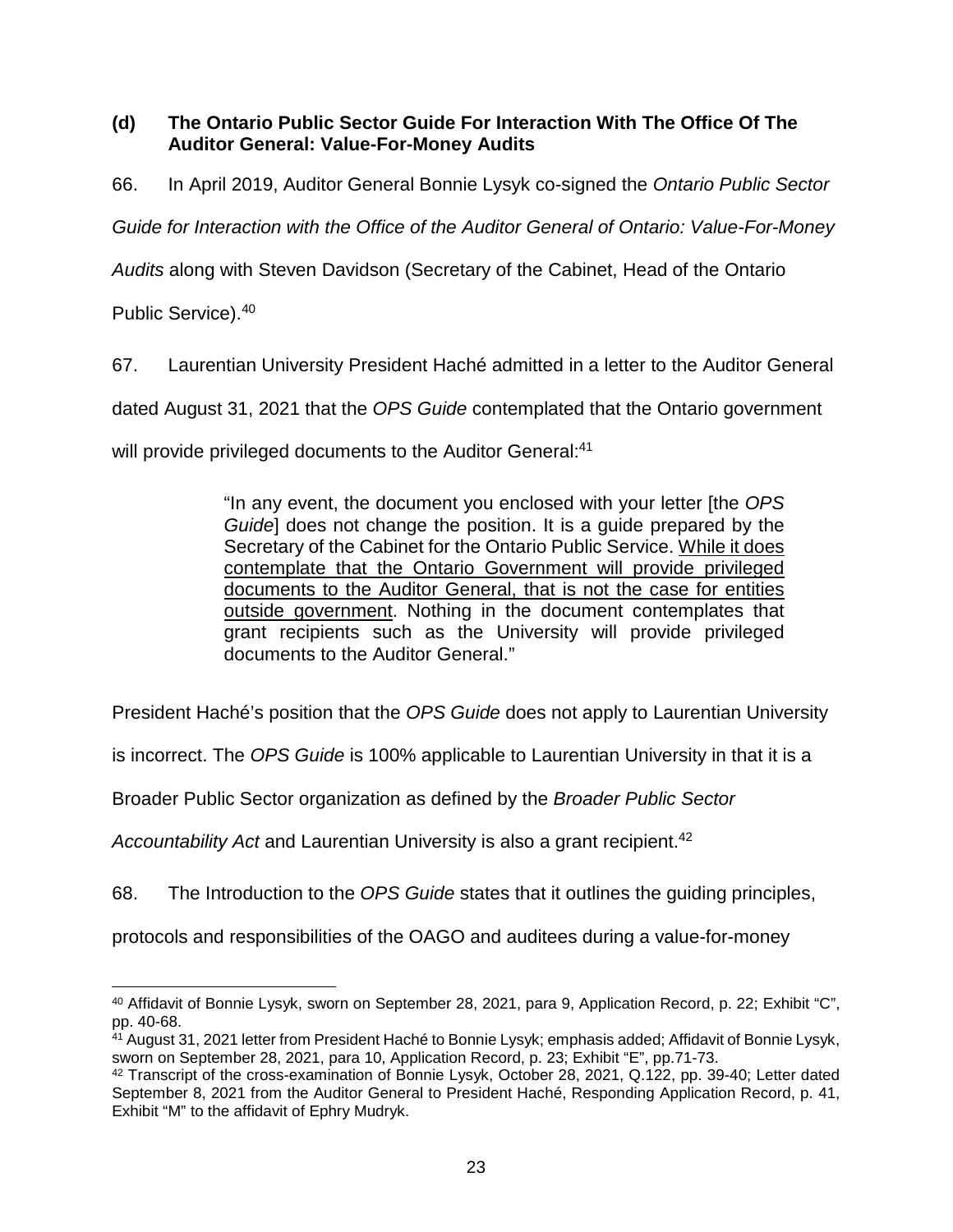### (d) The Ontario Public Sector Guide For Interaction With The Office Of The Auditor General: Value-For-Money Audits

66. In April 2019, Auditor General Bonnie Lysyk co-signed the *Ontario Public Sector Guide for Interaction with the Office of the Auditor General of Ontario: Value-For-Money Audits* along with Steven Davidson (Secretary of the Cabinet, Head of the Ontario Public Service).[40]

67. Laurentian University President Haché admitted in a letter to the Auditor General dated August 31, 2021 that the *OPS Guide* contemplated that the Ontario government will provide privileged documents to the Auditor General:[41]

> "In any event, the document you enclosed with your letter [the *OPS Guide*] does not change the position. It is a guide prepared by the Secretary of the Cabinet for the Ontario Public Service. <u>While it does contemplate that the Ontario Government will provide privileged documents to the Auditor General, that is not the case for entities outside government</u>. Nothing in the document contemplates that grant recipients such as the University will provide privileged documents to the Auditor General."

President Haché's position that the *OPS Guide* does not apply to Laurentian University is incorrect. The *OPS Guide* is 100% applicable to Laurentian University in that it is a Broader Public Sector organization as defined by the *Broader Public Sector Accountability Act* and Laurentian University is also a grant recipient.[42]

68. The Introduction to the *OPS Guide* states that it outlines the guiding principles, protocols and responsibilities of the OAGO and auditees during a value-for-money

---

[40] Affidavit of Bonnie Lysyk, sworn on September 28, 2021, para 9, Application Record, p. 22; Exhibit "C", pp. 40-68.

[41] August 31, 2021 letter from President Haché to Bonnie Lysyk; emphasis added; Affidavit of Bonnie Lysyk, sworn on September 28, 2021, para 10, Application Record, p. 23; Exhibit "E", pp.71-73.

[42] Transcript of the cross-examination of Bonnie Lysyk, October 28, 2021, Q.122, pp. 39-40; Letter dated September 8, 2021 from the Auditor General to President Haché, Responding Application Record, p. 41, Exhibit "M" to the affidavit of Ephry Mudryk.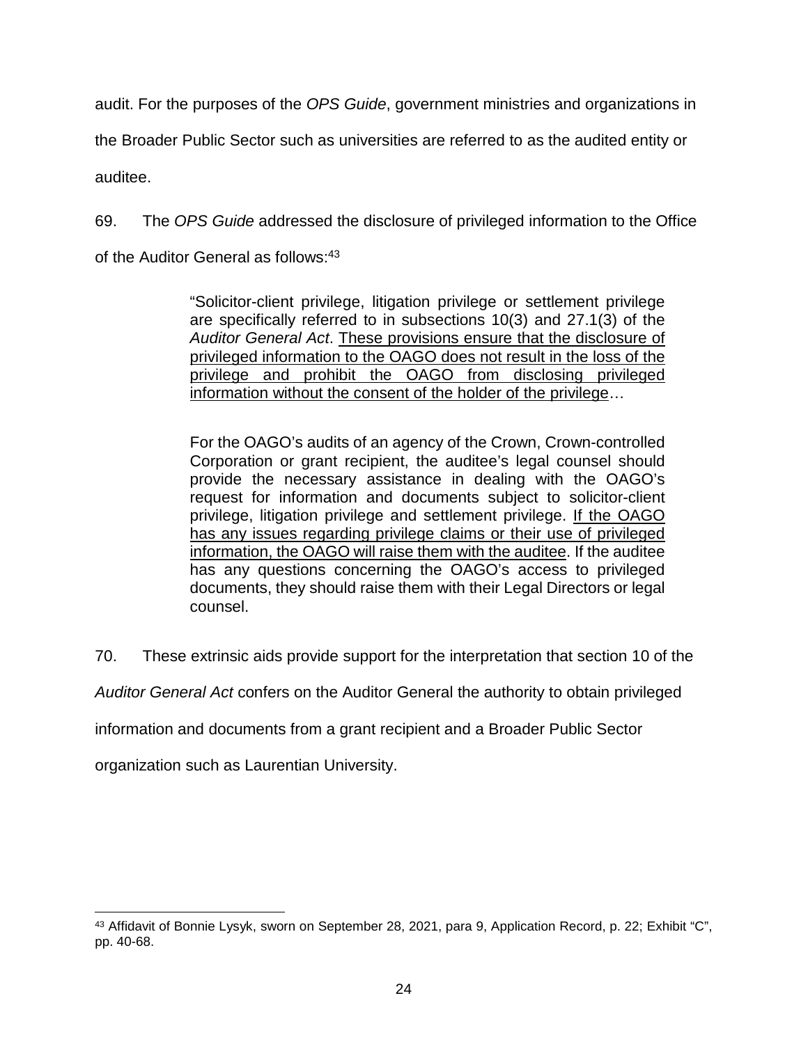audit. For the purposes of the *OPS Guide*, government ministries and organizations in the Broader Public Sector such as universities are referred to as the audited entity or auditee.

69. The *OPS Guide* addressed the disclosure of privileged information to the Office of the Auditor General as follows:[43]

> "Solicitor-client privilege, litigation privilege or settlement privilege are specifically referred to in subsections 10(3) and 27.1(3) of the *Auditor General Act*. <u>These provisions ensure that the disclosure of privileged information to the OAGO does not result in the loss of the privilege and prohibit the OAGO from disclosing privileged information without the consent of the holder of the privilege</u>…
>
> For the OAGO's audits of an agency of the Crown, Crown-controlled Corporation or grant recipient, the auditee's legal counsel should provide the necessary assistance in dealing with the OAGO's request for information and documents subject to solicitor-client privilege, litigation privilege and settlement privilege. <u>If the OAGO has any issues regarding privilege claims or their use of privileged information, the OAGO will raise them with the auditee</u>. If the auditee has any questions concerning the OAGO's access to privileged documents, they should raise them with their Legal Directors or legal counsel.

70. These extrinsic aids provide support for the interpretation that section 10 of the *Auditor General Act* confers on the Auditor General the authority to obtain privileged information and documents from a grant recipient and a Broader Public Sector organization such as Laurentian University.

---

[43] Affidavit of Bonnie Lysyk, sworn on September 28, 2021, para 9, Application Record, p. 22; Exhibit "C", pp. 40-68.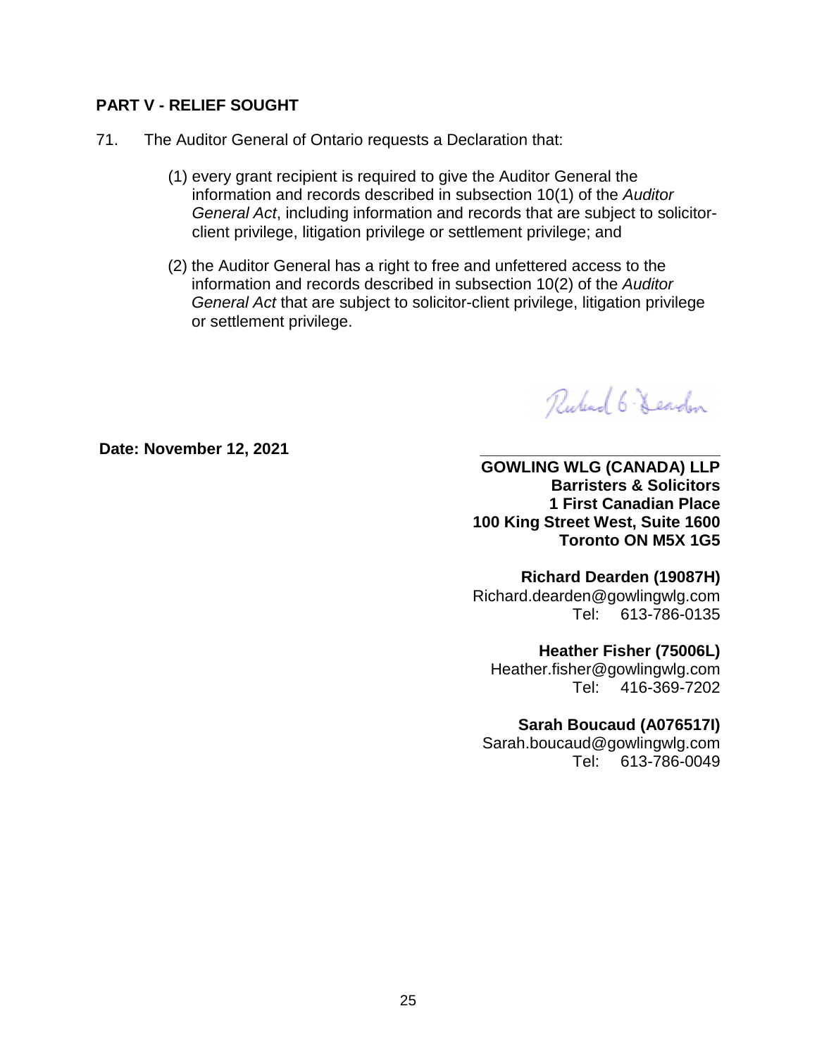## PART V - RELIEF SOUGHT

71. The Auditor General of Ontario requests a Declaration that:

   (1) every grant recipient is required to give the Auditor General the information and records described in subsection 10(1) of the *Auditor General Act*, including information and records that are subject to solicitor-client privilege, litigation privilege or settlement privilege; and

   (2) the Auditor General has a right to free and unfettered access to the information and records described in subsection 10(2) of the *Auditor General Act* that are subject to solicitor-client privilege, litigation privilege or settlement privilege.

**Date: November 12, 2021**

\_\_\_\_\_\_\_\_\_\_\_\_\_\_\_\_\_\_\_\_\_\_\_\_\_\_\_\_\_\_

**GOWLING WLG (CANADA) LLP**
**Barristers & Solicitors**
**1 First Canadian Place**
**100 King Street West, Suite 1600**
**Toronto ON M5X 1G5**

**Richard Dearden (19087H)**
Richard.dearden@gowlingwlg.com
Tel: 613-786-0135

**Heather Fisher (75006L)**
Heather.fisher@gowlingwlg.com
Tel: 416-369-7202

**Sarah Boucaud (A076517I)**
Sarah.boucaud@gowlingwlg.com
Tel: 613-786-0049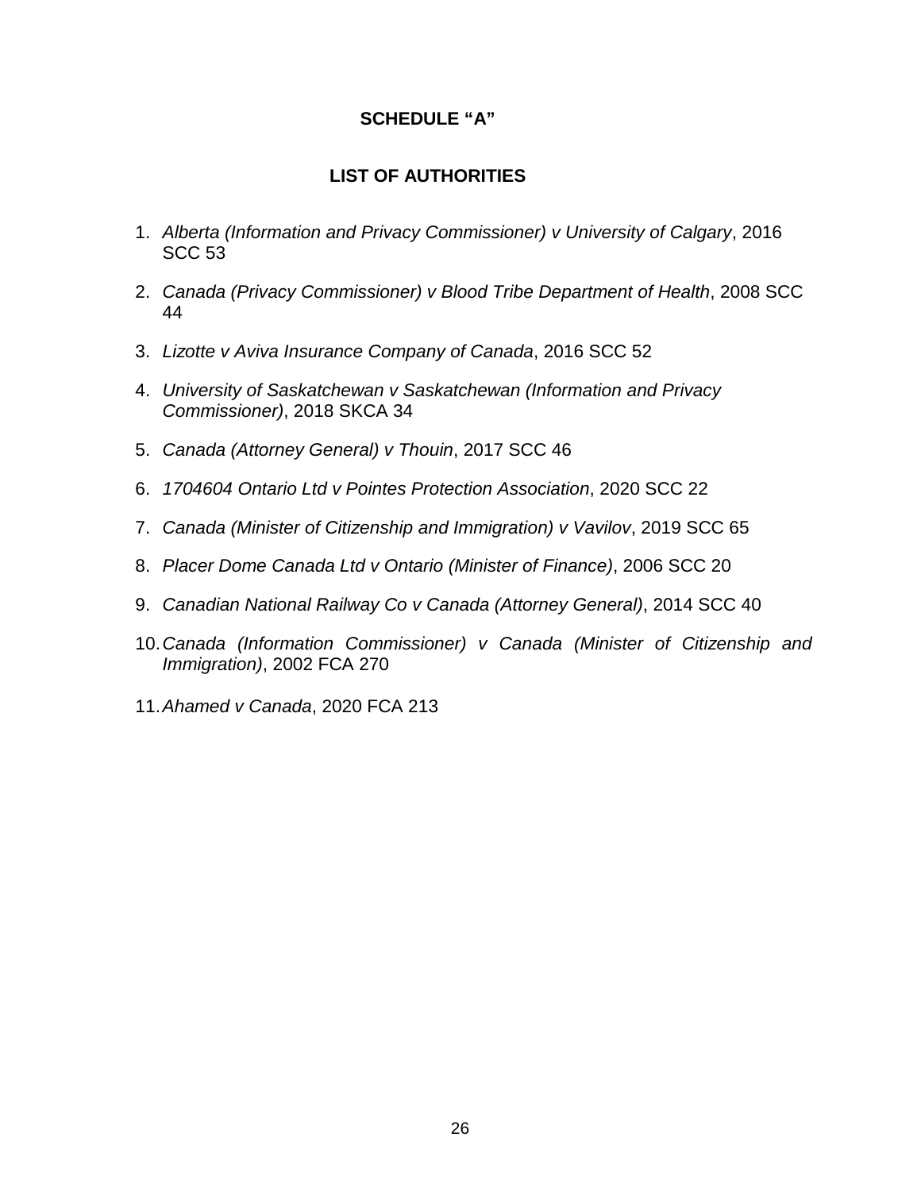# SCHEDULE "A"

## LIST OF AUTHORITIES

1. *Alberta (Information and Privacy Commissioner) v University of Calgary*, 2016 SCC 53
2. *Canada (Privacy Commissioner) v Blood Tribe Department of Health*, 2008 SCC 44
3. *Lizotte v Aviva Insurance Company of Canada*, 2016 SCC 52
4. *University of Saskatchewan v Saskatchewan (Information and Privacy Commissioner)*, 2018 SKCA 34
5. *Canada (Attorney General) v Thouin*, 2017 SCC 46
6. *1704604 Ontario Ltd v Pointes Protection Association*, 2020 SCC 22
7. *Canada (Minister of Citizenship and Immigration) v Vavilov*, 2019 SCC 65
8. *Placer Dome Canada Ltd v Ontario (Minister of Finance)*, 2006 SCC 20
9. *Canadian National Railway Co v Canada (Attorney General)*, 2014 SCC 40
10. *Canada (Information Commissioner) v Canada (Minister of Citizenship and Immigration)*, 2002 FCA 270
11. *Ahamed v Canada*, 2020 FCA 213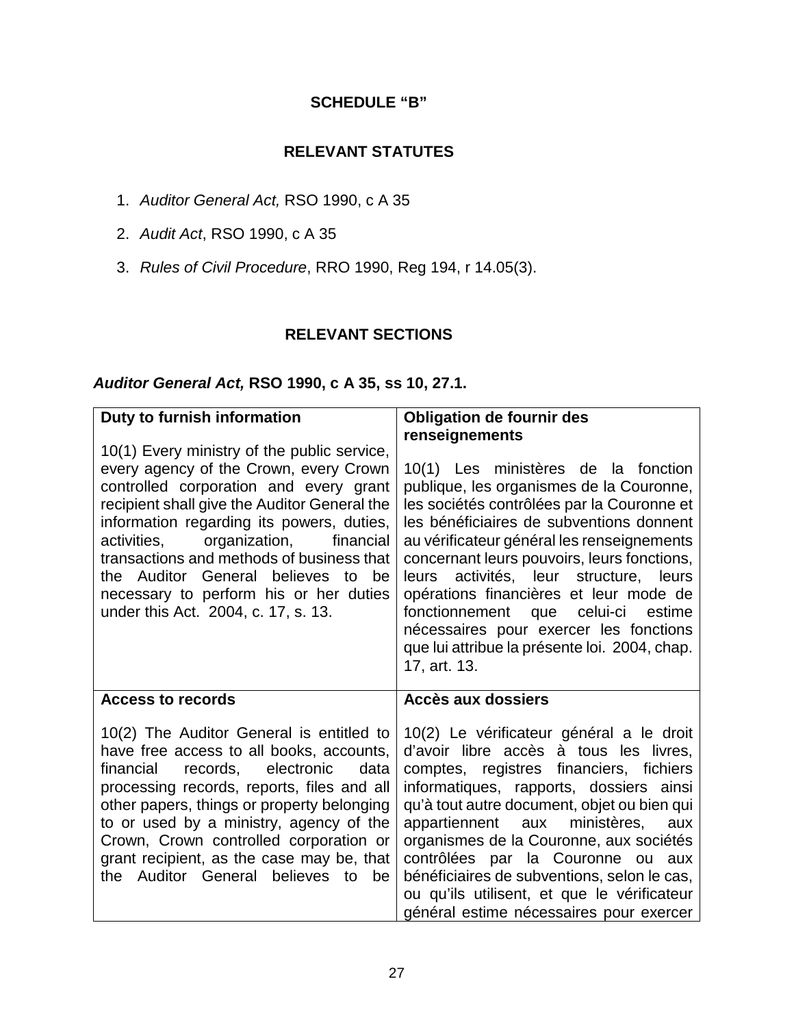**SCHEDULE "B"**

**RELEVANT STATUTES**

1. *Auditor General Act,* RSO 1990, c A 35
2. *Audit Act*, RSO 1990, c A 35
3. *Rules of Civil Procedure*, RRO 1990, Reg 194, r 14.05(3).

**RELEVANT SECTIONS**

***Auditor General Act,* RSO 1990, c A 35, ss 10, 27.1.**

| **Duty to furnish information**<br><br>10(1) Every ministry of the public service, every agency of the Crown, every Crown controlled corporation and every grant recipient shall give the Auditor General the information regarding its powers, duties, activities, organization, financial transactions and methods of business that the Auditor General believes to be necessary to perform his or her duties under this Act. 2004, c. 17, s. 13. | **Obligation de fournir des renseignements**<br><br>10(1) Les ministères de la fonction publique, les organismes de la Couronne, les sociétés contrôlées par la Couronne et les bénéficiaires de subventions donnent au vérificateur général les renseignements concernant leurs pouvoirs, leurs fonctions, leurs activités, leur structure, leurs opérations financières et leur mode de fonctionnement que celui-ci estime nécessaires pour exercer les fonctions que lui attribue la présente loi. 2004, chap. 17, art. 13. |
|---|---|
| **Access to records**<br><br>10(2) The Auditor General is entitled to have free access to all books, accounts, financial records, electronic data processing records, reports, files and all other papers, things or property belonging to or used by a ministry, agency of the Crown, Crown controlled corporation or grant recipient, as the case may be, that the Auditor General believes to be | **Accès aux dossiers**<br><br>10(2) Le vérificateur général a le droit d'avoir libre accès à tous les livres, comptes, registres financiers, fichiers informatiques, rapports, dossiers ainsi qu'à tout autre document, objet ou bien qui appartiennent aux ministères, aux organismes de la Couronne, aux sociétés contrôlées par la Couronne ou aux bénéficiaires de subventions, selon le cas, ou qu'ils utilisent, et que le vérificateur général estime nécessaires pour exercer |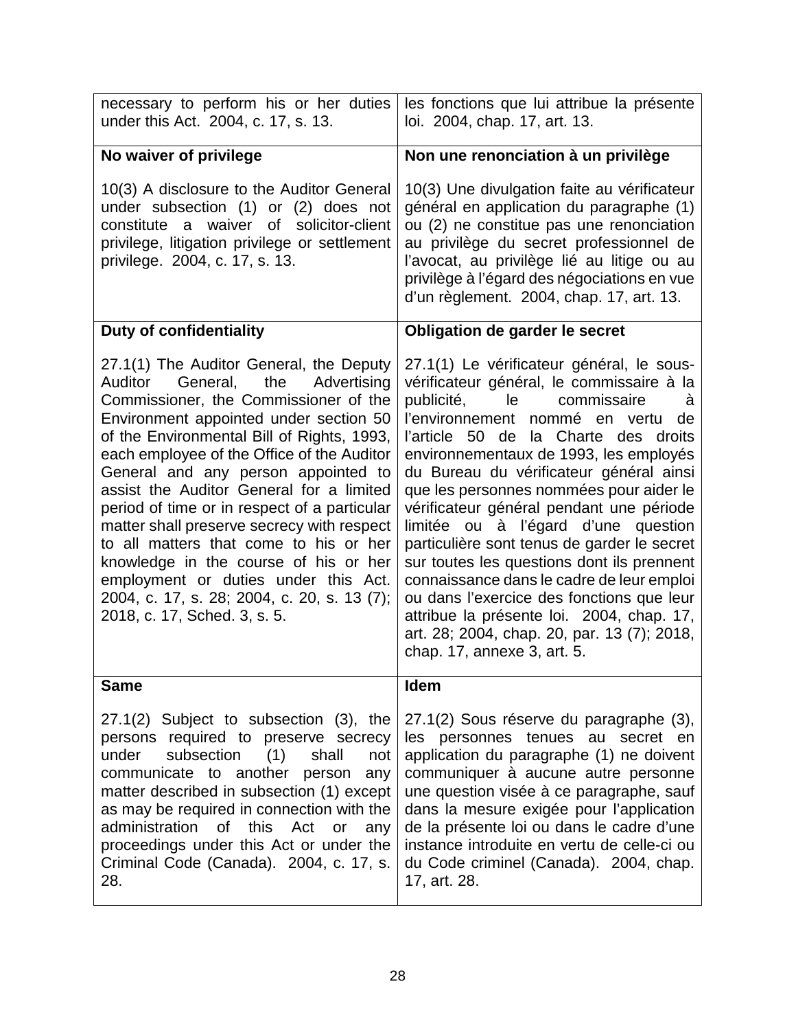| | |
|---|---|
| necessary to perform his or her duties under this Act. 2004, c. 17, s. 13. | les fonctions que lui attribue la présente loi. 2004, chap. 17, art. 13. |
| **No waiver of privilege**<br><br>10(3) A disclosure to the Auditor General under subsection (1) or (2) does not constitute a waiver of solicitor-client privilege, litigation privilege or settlement privilege. 2004, c. 17, s. 13. | **Non une renonciation à un privilège**<br><br>10(3) Une divulgation faite au vérificateur général en application du paragraphe (1) ou (2) ne constitue pas une renonciation au privilège du secret professionnel de l'avocat, au privilège lié au litige ou au privilège à l'égard des négociations en vue d'un règlement. 2004, chap. 17, art. 13. |
| **Duty of confidentiality**<br><br>27.1(1) The Auditor General, the Deputy Auditor General, the Advertising Commissioner, the Commissioner of the Environment appointed under section 50 of the Environmental Bill of Rights, 1993, each employee of the Office of the Auditor General and any person appointed to assist the Auditor General for a limited period of time or in respect of a particular matter shall preserve secrecy with respect to all matters that come to his or her knowledge in the course of his or her employment or duties under this Act. 2004, c. 17, s. 28; 2004, c. 20, s. 13 (7); 2018, c. 17, Sched. 3, s. 5. | **Obligation de garder le secret**<br><br>27.1(1) Le vérificateur général, le sous-vérificateur général, le commissaire à la publicité, le commissaire à l'environnement nommé en vertu de l'article 50 de la Charte des droits environnementaux de 1993, les employés du Bureau du vérificateur général ainsi que les personnes nommées pour aider le vérificateur général pendant une période limitée ou à l'égard d'une question particulière sont tenus de garder le secret sur toutes les questions dont ils prennent connaissance dans le cadre de leur emploi ou dans l'exercice des fonctions que leur attribue la présente loi. 2004, chap. 17, art. 28; 2004, chap. 20, par. 13 (7); 2018, chap. 17, annexe 3, art. 5. |
| **Same**<br><br>27.1(2) Subject to subsection (3), the persons required to preserve secrecy under subsection (1) shall not communicate to another person any matter described in subsection (1) except as may be required in connection with the administration of this Act or any proceedings under this Act or under the Criminal Code (Canada). 2004, c. 17, s. 28. | **Idem**<br><br>27.1(2) Sous réserve du paragraphe (3), les personnes tenues au secret en application du paragraphe (1) ne doivent communiquer à aucune autre personne une question visée à ce paragraphe, sauf dans la mesure exigée pour l'application de la présente loi ou dans le cadre d'une instance introduite en vertu de celle-ci ou du Code criminel (Canada). 2004, chap. 17, art. 28. |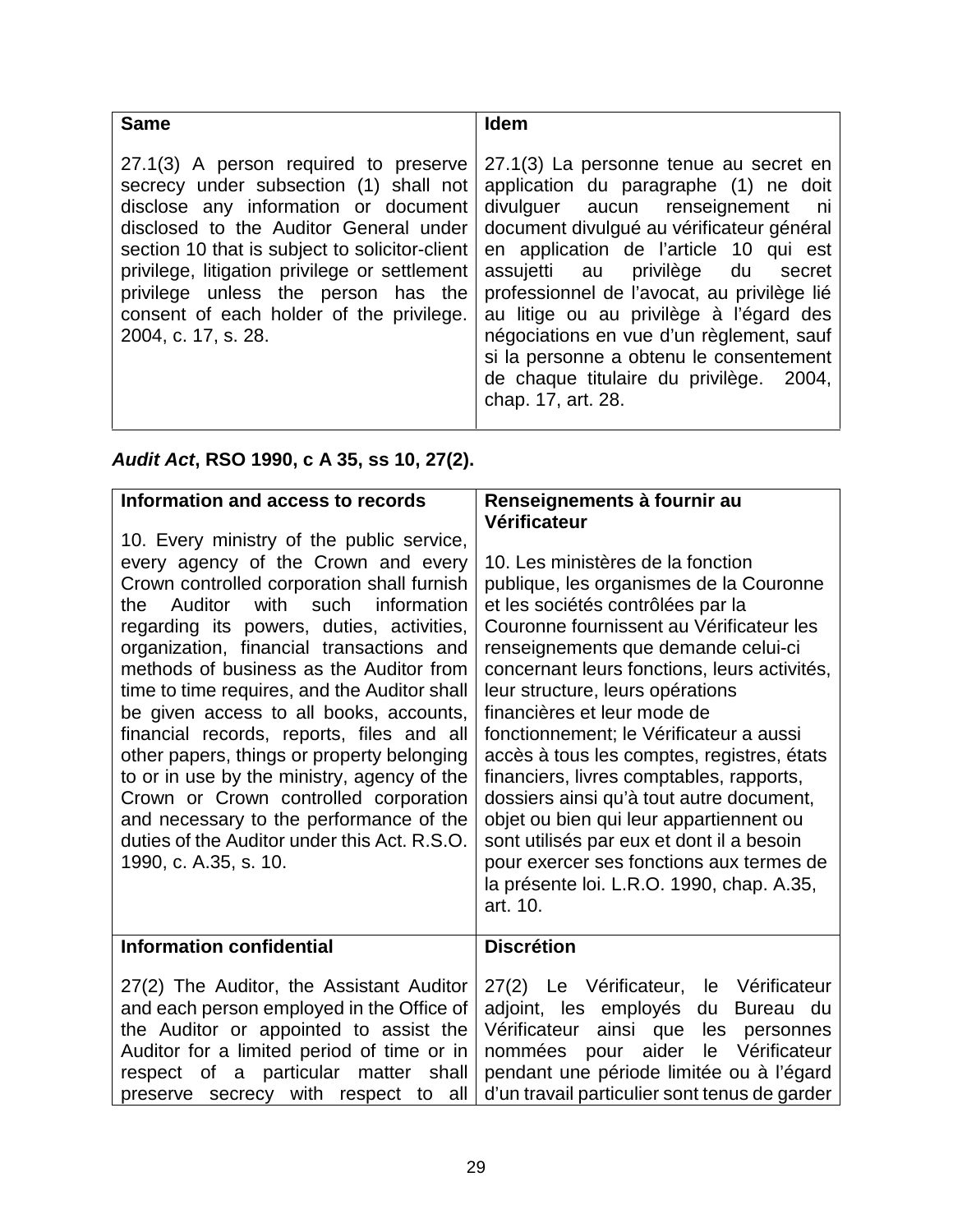| **Same** | **Idem** |
|---|---|
| 27.1(3) A person required to preserve secrecy under subsection (1) shall not disclose any information or document disclosed to the Auditor General under section 10 that is subject to solicitor-client privilege, litigation privilege or settlement privilege unless the person has the consent of each holder of the privilege. 2004, c. 17, s. 28. | 27.1(3) La personne tenue au secret en application du paragraphe (1) ne doit divulguer aucun renseignement ni document divulgué au vérificateur général en application de l'article 10 qui est assujetti au privilège du secret professionnel de l'avocat, au privilège lié au litige ou au privilège à l'égard des négociations en vue d'un règlement, sauf si la personne a obtenu le consentement de chaque titulaire du privilège. 2004, chap. 17, art. 28. |

***Audit Act*, RSO 1990, c A 35, ss 10, 27(2).**

| **Information and access to records** | **Renseignements à fournir au Vérificateur** |
|---|---|
| 10. Every ministry of the public service, every agency of the Crown and every Crown controlled corporation shall furnish the Auditor with such information regarding its powers, duties, activities, organization, financial transactions and methods of business as the Auditor from time to time requires, and the Auditor shall be given access to all books, accounts, financial records, reports, files and all other papers, things or property belonging to or in use by the ministry, agency of the Crown or Crown controlled corporation and necessary to the performance of the duties of the Auditor under this Act. R.S.O. 1990, c. A.35, s. 10. | 10. Les ministères de la fonction publique, les organismes de la Couronne et les sociétés contrôlées par la Couronne fournissent au Vérificateur les renseignements que demande celui-ci concernant leurs fonctions, leurs activités, leur structure, leurs opérations financières et leur mode de fonctionnement; le Vérificateur a aussi accès à tous les comptes, registres, états financiers, livres comptables, rapports, dossiers ainsi qu'à tout autre document, objet ou bien qui leur appartiennent ou sont utilisés par eux et dont il a besoin pour exercer ses fonctions aux termes de la présente loi. L.R.O. 1990, chap. A.35, art. 10. |
| **Information confidential** | **Discrétion** |
| 27(2) The Auditor, the Assistant Auditor and each person employed in the Office of the Auditor or appointed to assist the Auditor for a limited period of time or in respect of a particular matter shall preserve secrecy with respect to all | 27(2) Le Vérificateur, le Vérificateur adjoint, les employés du Bureau du Vérificateur ainsi que les personnes nommées pour aider le Vérificateur pendant une période limitée ou à l'égard d'un travail particulier sont tenus de garder |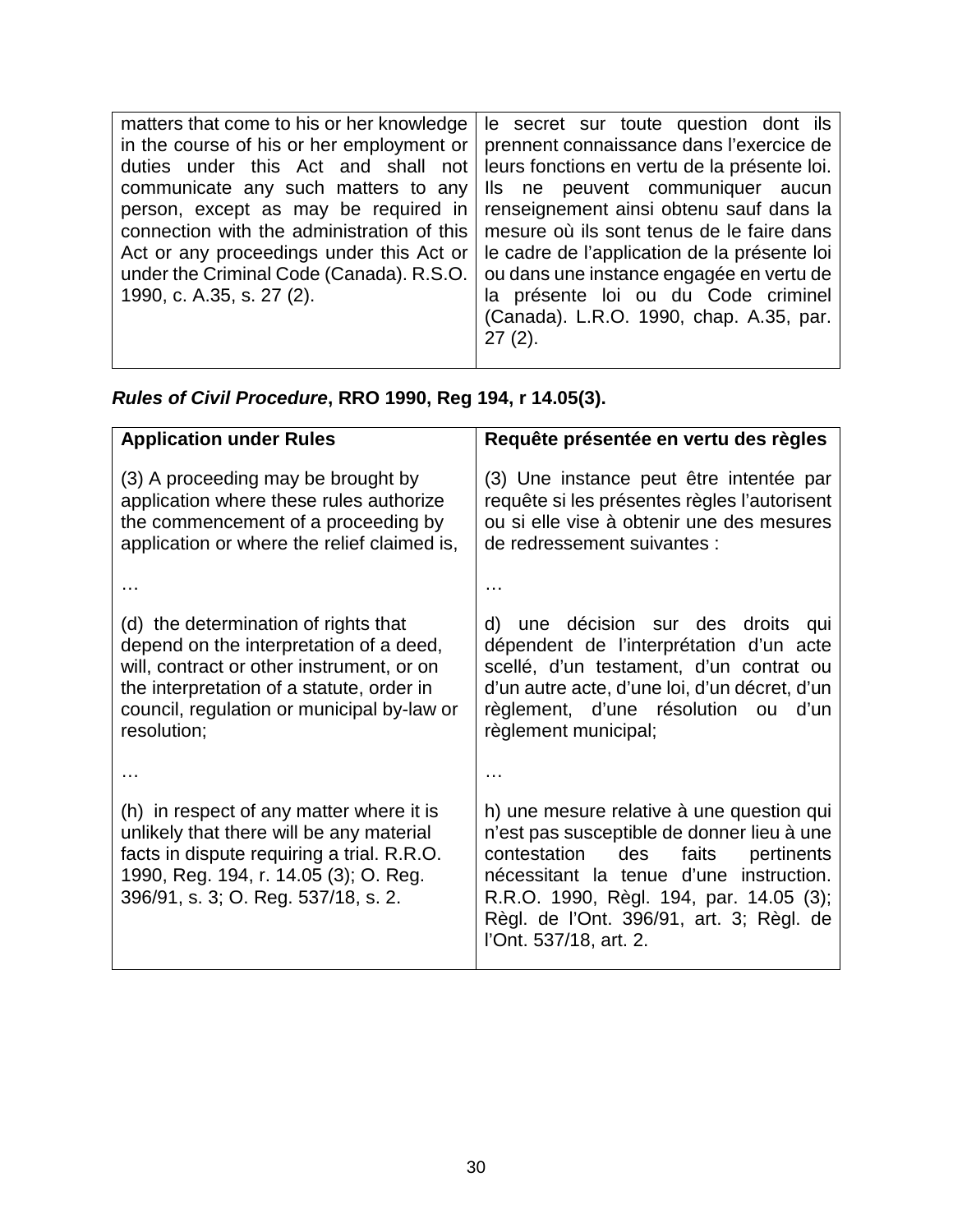| matters that come to his or her knowledge in the course of his or her employment or duties under this Act and shall not communicate any such matters to any person, except as may be required in connection with the administration of this Act or any proceedings under this Act or under the Criminal Code (Canada). R.S.O. 1990, c. A.35, s. 27 (2). | le secret sur toute question dont ils prennent connaissance dans l'exercice de leurs fonctions en vertu de la présente loi. Ils ne peuvent communiquer aucun renseignement ainsi obtenu sauf dans la mesure où ils sont tenus de le faire dans le cadre de l'application de la présente loi ou dans une instance engagée en vertu de la présente loi ou du Code criminel (Canada). L.R.O. 1990, chap. A.35, par. 27 (2). |
|---|---|

***Rules of Civil Procedure*, RRO 1990, Reg 194, r 14.05(3).**

| **Application under Rules** | **Requête présentée en vertu des règles** |
|---|---|
| (3) A proceeding may be brought by application where these rules authorize the commencement of a proceeding by application or where the relief claimed is, | (3) Une instance peut être intentée par requête si les présentes règles l'autorisent ou si elle vise à obtenir une des mesures de redressement suivantes : |
| … | … |
| (d) the determination of rights that depend on the interpretation of a deed, will, contract or other instrument, or on the interpretation of a statute, order in council, regulation or municipal by-law or resolution; | d) une décision sur des droits qui dépendent de l'interprétation d'un acte scellé, d'un testament, d'un contrat ou d'un autre acte, d'une loi, d'un décret, d'un règlement, d'une résolution ou d'un règlement municipal; |
| … | … |
| (h) in respect of any matter where it is unlikely that there will be any material facts in dispute requiring a trial. R.R.O. 1990, Reg. 194, r. 14.05 (3); O. Reg. 396/91, s. 3; O. Reg. 537/18, s. 2. | h) une mesure relative à une question qui n'est pas susceptible de donner lieu à une contestation des faits pertinents nécessitant la tenue d'une instruction. R.R.O. 1990, Règl. 194, par. 14.05 (3); Règl. de l'Ont. 396/91, art. 3; Règl. de l'Ont. 537/18, art. 2. |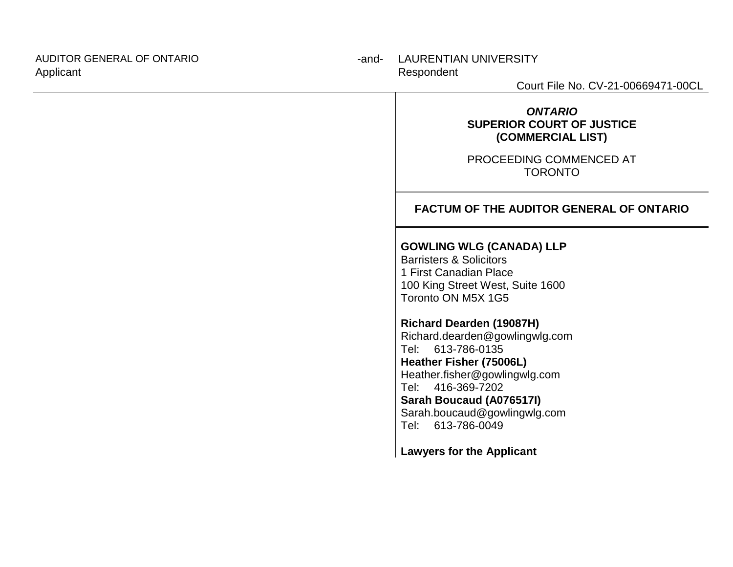AUDITOR GENERAL OF ONTARIO
Applicant

-and-

LAURENTIAN UNIVERSITY
Respondent

Court File No. CV-21-00669471-00CL

***ONTARIO***
**SUPERIOR COURT OF JUSTICE**
**(COMMERCIAL LIST)**

PROCEEDING COMMENCED AT
TORONTO

**FACTUM OF THE AUDITOR GENERAL OF ONTARIO**

**GOWLING WLG (CANADA) LLP**
Barristers & Solicitors
1 First Canadian Place
100 King Street West, Suite 1600
Toronto ON M5X 1G5

**Richard Dearden (19087H)**
Richard.dearden@gowlingwlg.com
Tel: 613-786-0135
**Heather Fisher (75006L)**
Heather.fisher@gowlingwlg.com
Tel: 416-369-7202
**Sarah Boucaud (A076517I)**
Sarah.boucaud@gowlingwlg.com
Tel: 613-786-0049

**Lawyers for the Applicant**